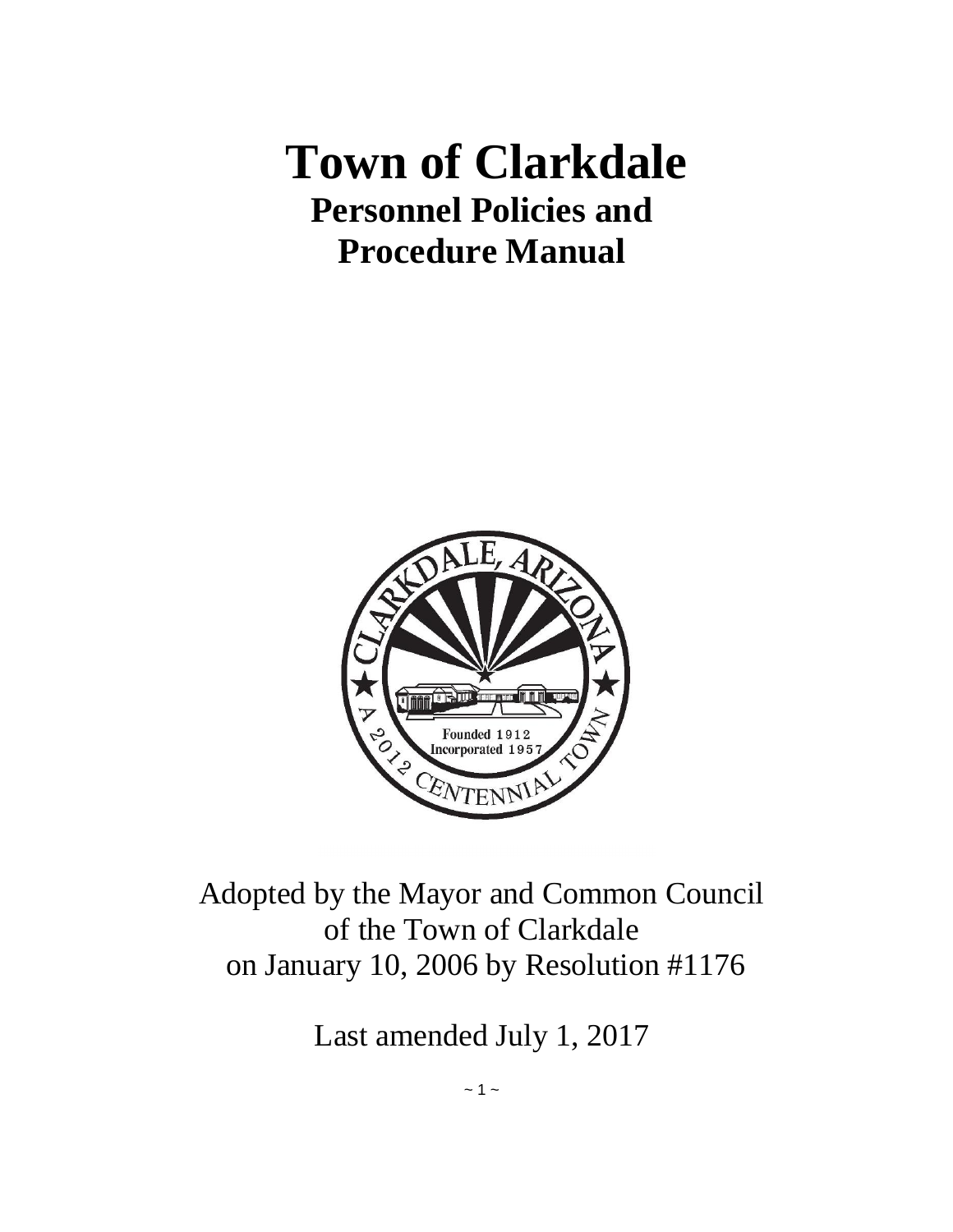# Town of Clarkdale

## Personnel Policies and Procedure Manual

Adopted by the Mayor and Common Council of the Town of Clarkdale on January 10, 2006 by Resolution #1176

Last amended July 1, 2017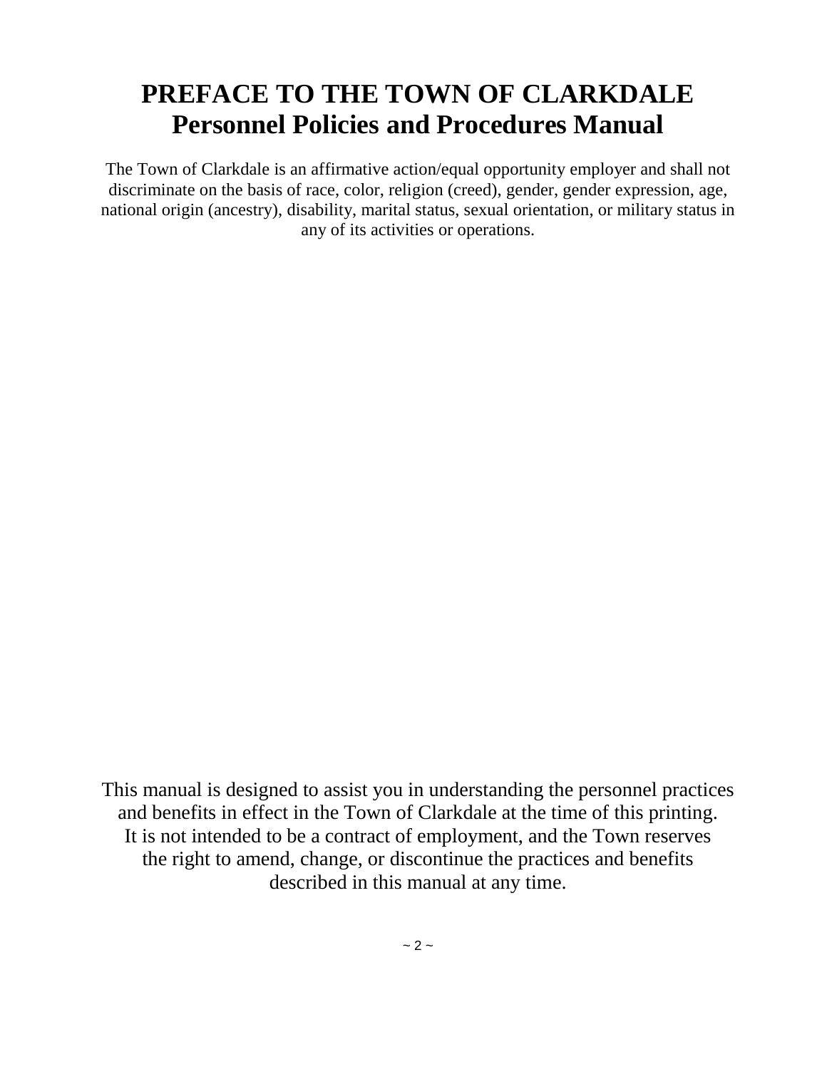# PREFACE TO THE TOWN OF CLARKDALE Personnel Policies and Procedures Manual

The Town of Clarkdale is an affirmative action/equal opportunity employer and shall not discriminate on the basis of race, color, religion (creed), gender, gender expression, age, national origin (ancestry), disability, marital status, sexual orientation, or military status in any of its activities or operations.

This manual is designed to assist you in understanding the personnel practices and benefits in effect in the Town of Clarkdale at the time of this printing. It is not intended to be a contract of employment, and the Town reserves the right to amend, change, or discontinue the practices and benefits described in this manual at any time.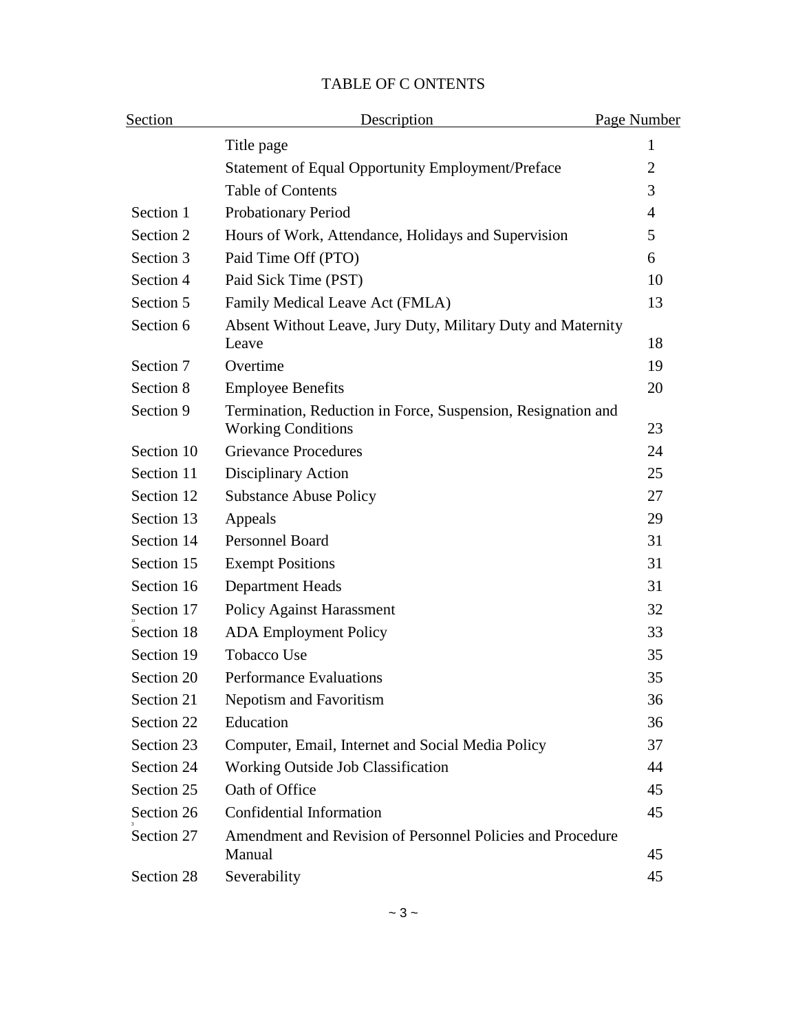# TABLE OF C ONTENTS

| Section | Description | Page Number |
|---|---|---|
| | Title page | 1 |
| | Statement of Equal Opportunity Employment/Preface | 2 |
| | Table of Contents | 3 |
| Section 1 | Probationary Period | 4 |
| Section 2 | Hours of Work, Attendance, Holidays and Supervision | 5 |
| Section 3 | Paid Time Off (PTO) | 6 |
| Section 4 | Paid Sick Time (PST) | 10 |
| Section 5 | Family Medical Leave Act (FMLA) | 13 |
| Section 6 | Absent Without Leave, Jury Duty, Military Duty and Maternity Leave | 18 |
| Section 7 | Overtime | 19 |
| Section 8 | Employee Benefits | 20 |
| Section 9 | Termination, Reduction in Force, Suspension, Resignation and Working Conditions | 23 |
| Section 10 | Grievance Procedures | 24 |
| Section 11 | Disciplinary Action | 25 |
| Section 12 | Substance Abuse Policy | 27 |
| Section 13 | Appeals | 29 |
| Section 14 | Personnel Board | 31 |
| Section 15 | Exempt Positions | 31 |
| Section 16 | Department Heads | 31 |
| Section 17 | Policy Against Harassment | 32 |
| Section 18 | ADA Employment Policy | 33 |
| Section 19 | Tobacco Use | 35 |
| Section 20 | Performance Evaluations | 35 |
| Section 21 | Nepotism and Favoritism | 36 |
| Section 22 | Education | 36 |
| Section 23 | Computer, Email, Internet and Social Media Policy | 37 |
| Section 24 | Working Outside Job Classification | 44 |
| Section 25 | Oath of Office | 45 |
| Section 26 | Confidential Information | 45 |
| Section 27 | Amendment and Revision of Personnel Policies and Procedure Manual | 45 |
| Section 28 | Severability | 45 |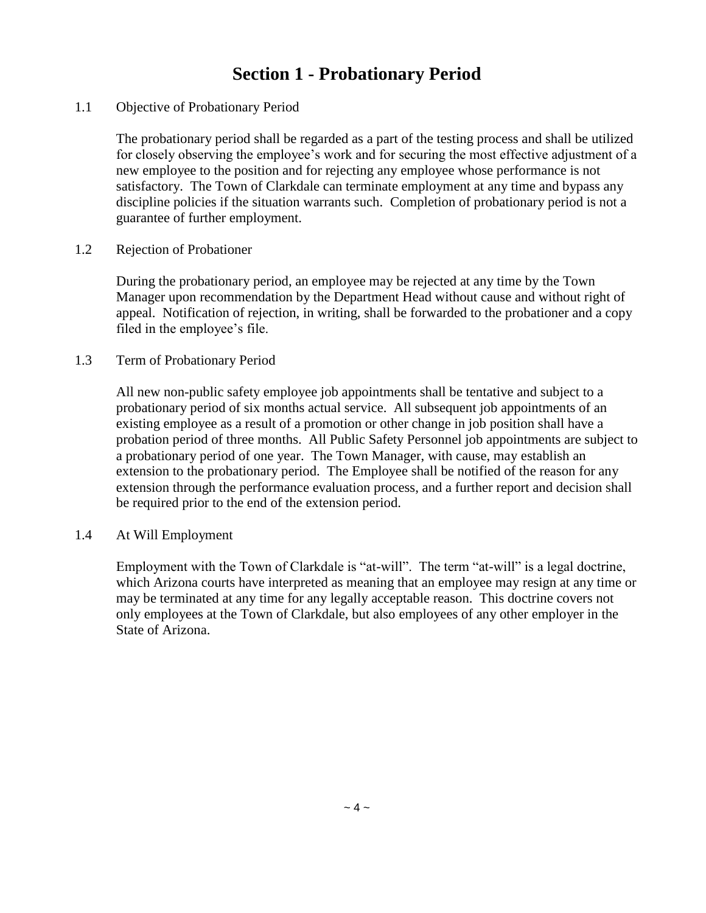# Section 1 - Probationary Period

## 1.1 Objective of Probationary Period

The probationary period shall be regarded as a part of the testing process and shall be utilized for closely observing the employee's work and for securing the most effective adjustment of a new employee to the position and for rejecting any employee whose performance is not satisfactory. The Town of Clarkdale can terminate employment at any time and bypass any discipline policies if the situation warrants such. Completion of probationary period is not a guarantee of further employment.

## 1.2 Rejection of Probationer

During the probationary period, an employee may be rejected at any time by the Town Manager upon recommendation by the Department Head without cause and without right of appeal. Notification of rejection, in writing, shall be forwarded to the probationer and a copy filed in the employee's file.

## 1.3 Term of Probationary Period

All new non-public safety employee job appointments shall be tentative and subject to a probationary period of six months actual service. All subsequent job appointments of an existing employee as a result of a promotion or other change in job position shall have a probation period of three months. All Public Safety Personnel job appointments are subject to a probationary period of one year. The Town Manager, with cause, may establish an extension to the probationary period. The Employee shall be notified of the reason for any extension through the performance evaluation process, and a further report and decision shall be required prior to the end of the extension period.

## 1.4 At Will Employment

Employment with the Town of Clarkdale is "at-will". The term "at-will" is a legal doctrine, which Arizona courts have interpreted as meaning that an employee may resign at any time or may be terminated at any time for any legally acceptable reason. This doctrine covers not only employees at the Town of Clarkdale, but also employees of any other employer in the State of Arizona.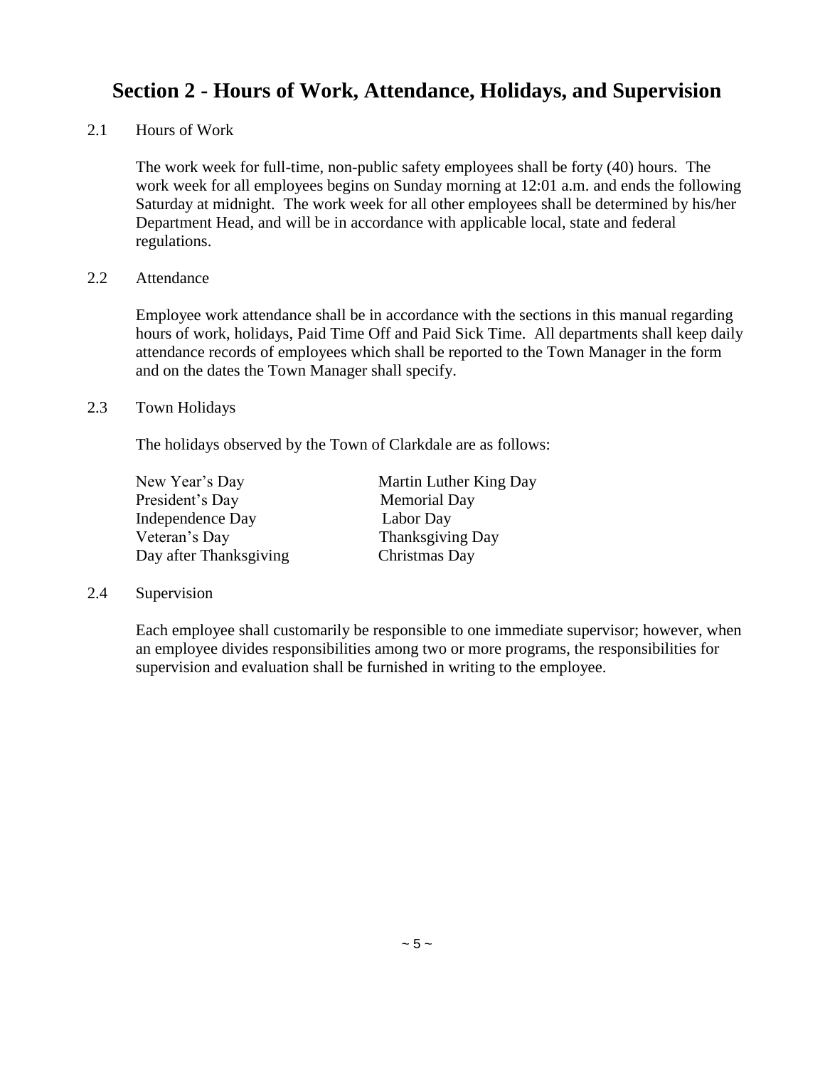## Section 2 - Hours of Work, Attendance, Holidays, and Supervision

2.1 Hours of Work

The work week for full-time, non-public safety employees shall be forty (40) hours. The work week for all employees begins on Sunday morning at 12:01 a.m. and ends the following Saturday at midnight. The work week for all other employees shall be determined by his/her Department Head, and will be in accordance with applicable local, state and federal regulations.

2.2 Attendance

Employee work attendance shall be in accordance with the sections in this manual regarding hours of work, holidays, Paid Time Off and Paid Sick Time. All departments shall keep daily attendance records of employees which shall be reported to the Town Manager in the form and on the dates the Town Manager shall specify.

2.3 Town Holidays

The holidays observed by the Town of Clarkdale are as follows:

| | |
|---|---|
| New Year's Day | Martin Luther King Day |
| President's Day | Memorial Day |
| Independence Day | Labor Day |
| Veteran's Day | Thanksgiving Day |
| Day after Thanksgiving | Christmas Day |

2.4 Supervision

Each employee shall customarily be responsible to one immediate supervisor; however, when an employee divides responsibilities among two or more programs, the responsibilities for supervision and evaluation shall be furnished in writing to the employee.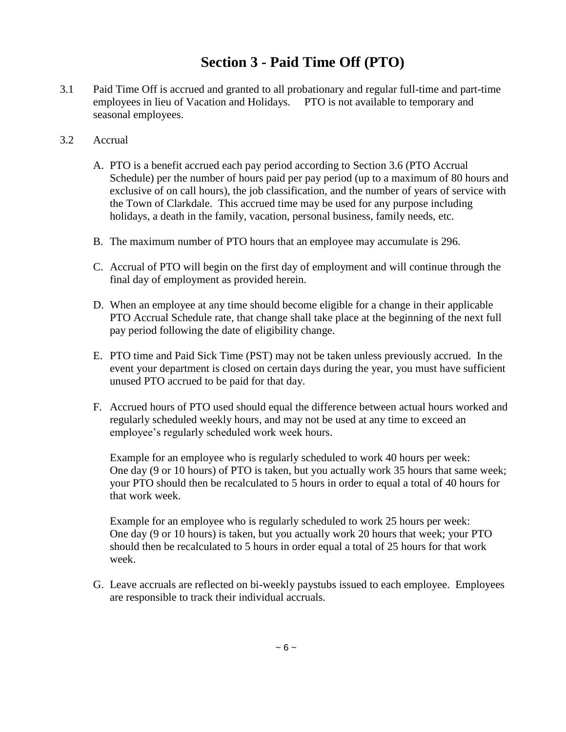# Section 3 - Paid Time Off (PTO)

3.1 Paid Time Off is accrued and granted to all probationary and regular full-time and part-time employees in lieu of Vacation and Holidays. PTO is not available to temporary and seasonal employees.

3.2 Accrual

A. PTO is a benefit accrued each pay period according to Section 3.6 (PTO Accrual Schedule) per the number of hours paid per pay period (up to a maximum of 80 hours and exclusive of on call hours), the job classification, and the number of years of service with the Town of Clarkdale. This accrued time may be used for any purpose including holidays, a death in the family, vacation, personal business, family needs, etc.

B. The maximum number of PTO hours that an employee may accumulate is 296.

C. Accrual of PTO will begin on the first day of employment and will continue through the final day of employment as provided herein.

D. When an employee at any time should become eligible for a change in their applicable PTO Accrual Schedule rate, that change shall take place at the beginning of the next full pay period following the date of eligibility change.

E. PTO time and Paid Sick Time (PST) may not be taken unless previously accrued. In the event your department is closed on certain days during the year, you must have sufficient unused PTO accrued to be paid for that day.

F. Accrued hours of PTO used should equal the difference between actual hours worked and regularly scheduled weekly hours, and may not be used at any time to exceed an employee's regularly scheduled work week hours.

Example for an employee who is regularly scheduled to work 40 hours per week: One day (9 or 10 hours) of PTO is taken, but you actually work 35 hours that same week; your PTO should then be recalculated to 5 hours in order to equal a total of 40 hours for that work week.

Example for an employee who is regularly scheduled to work 25 hours per week: One day (9 or 10 hours) is taken, but you actually work 20 hours that week; your PTO should then be recalculated to 5 hours in order equal a total of 25 hours for that work week.

G. Leave accruals are reflected on bi-weekly paystubs issued to each employee. Employees are responsible to track their individual accruals.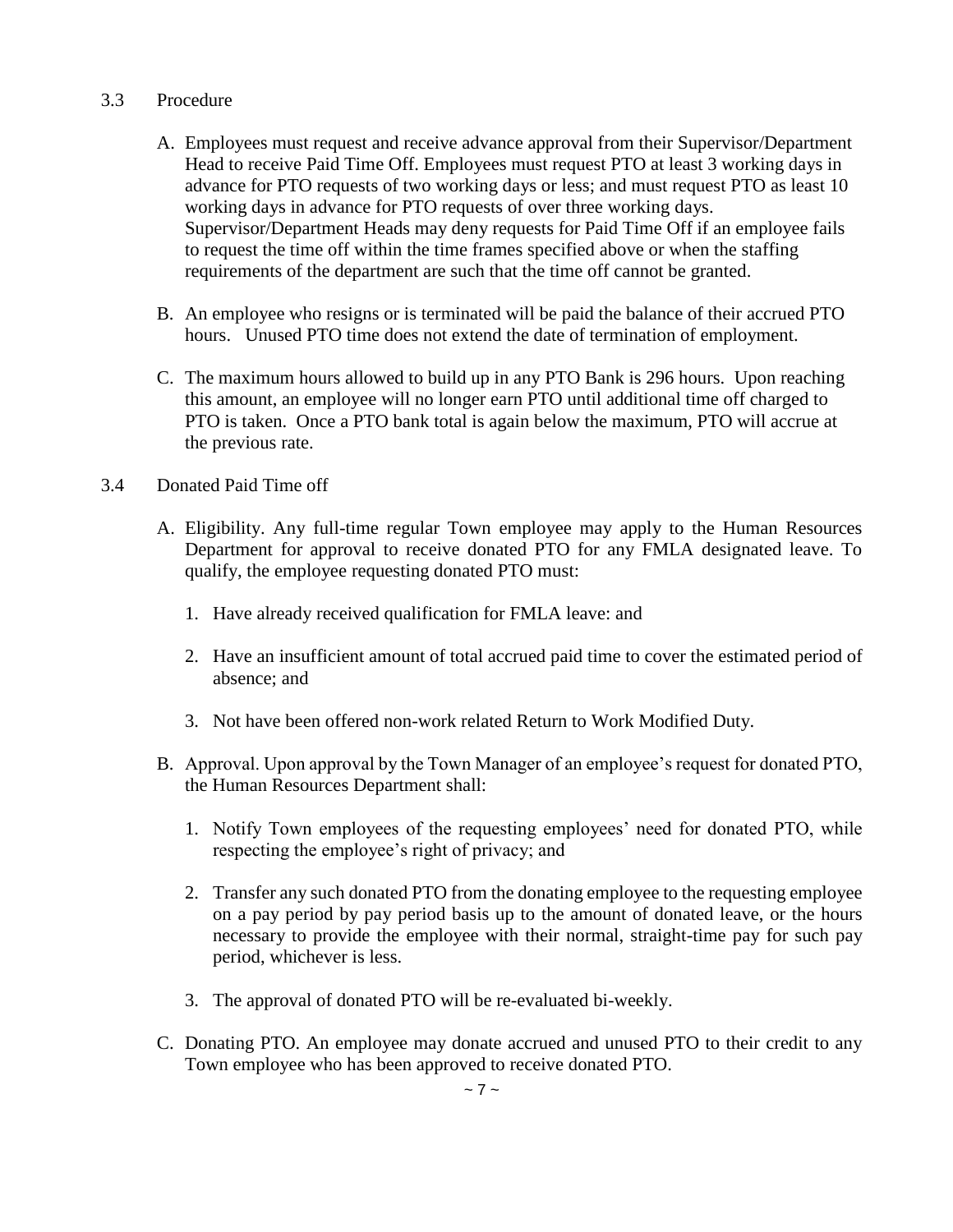## 3.3 Procedure

A. Employees must request and receive advance approval from their Supervisor/Department Head to receive Paid Time Off. Employees must request PTO at least 3 working days in advance for PTO requests of two working days or less; and must request PTO as least 10 working days in advance for PTO requests of over three working days. Supervisor/Department Heads may deny requests for Paid Time Off if an employee fails to request the time off within the time frames specified above or when the staffing requirements of the department are such that the time off cannot be granted.

B. An employee who resigns or is terminated will be paid the balance of their accrued PTO hours. Unused PTO time does not extend the date of termination of employment.

C. The maximum hours allowed to build up in any PTO Bank is 296 hours. Upon reaching this amount, an employee will no longer earn PTO until additional time off charged to PTO is taken. Once a PTO bank total is again below the maximum, PTO will accrue at the previous rate.

## 3.4 Donated Paid Time off

A. Eligibility. Any full-time regular Town employee may apply to the Human Resources Department for approval to receive donated PTO for any FMLA designated leave. To qualify, the employee requesting donated PTO must:

   1. Have already received qualification for FMLA leave: and

   2. Have an insufficient amount of total accrued paid time to cover the estimated period of absence; and

   3. Not have been offered non-work related Return to Work Modified Duty.

B. Approval. Upon approval by the Town Manager of an employee's request for donated PTO, the Human Resources Department shall:

   1. Notify Town employees of the requesting employees' need for donated PTO, while respecting the employee's right of privacy; and

   2. Transfer any such donated PTO from the donating employee to the requesting employee on a pay period by pay period basis up to the amount of donated leave, or the hours necessary to provide the employee with their normal, straight-time pay for such pay period, whichever is less.

   3. The approval of donated PTO will be re-evaluated bi-weekly.

C. Donating PTO. An employee may donate accrued and unused PTO to their credit to any Town employee who has been approved to receive donated PTO.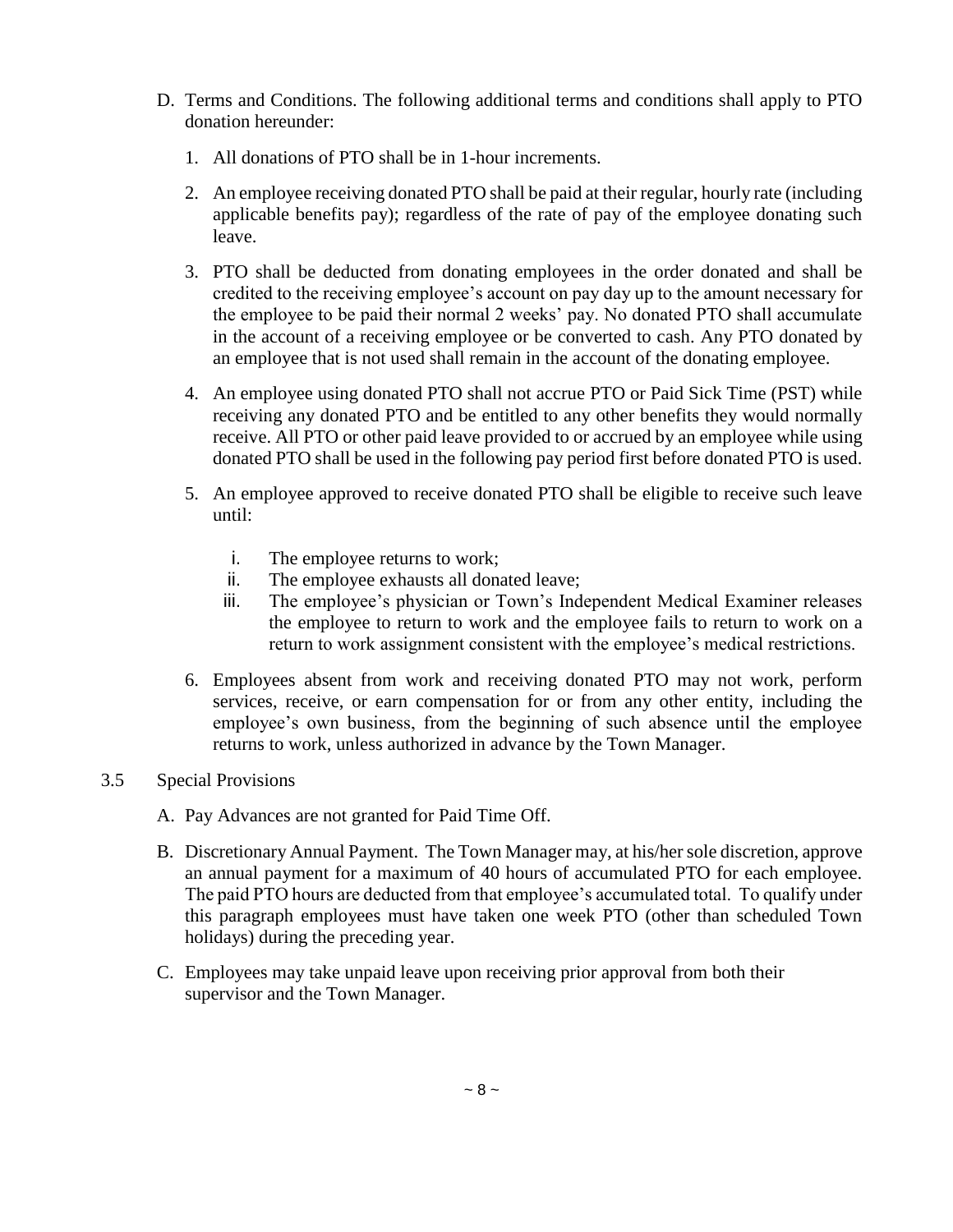D. Terms and Conditions. The following additional terms and conditions shall apply to PTO donation hereunder:

   1. All donations of PTO shall be in 1-hour increments.

   2. An employee receiving donated PTO shall be paid at their regular, hourly rate (including applicable benefits pay); regardless of the rate of pay of the employee donating such leave.

   3. PTO shall be deducted from donating employees in the order donated and shall be credited to the receiving employee's account on pay day up to the amount necessary for the employee to be paid their normal 2 weeks' pay. No donated PTO shall accumulate in the account of a receiving employee or be converted to cash. Any PTO donated by an employee that is not used shall remain in the account of the donating employee.

   4. An employee using donated PTO shall not accrue PTO or Paid Sick Time (PST) while receiving any donated PTO and be entitled to any other benefits they would normally receive. All PTO or other paid leave provided to or accrued by an employee while using donated PTO shall be used in the following pay period first before donated PTO is used.

   5. An employee approved to receive donated PTO shall be eligible to receive such leave until:

      i. The employee returns to work;
      ii. The employee exhausts all donated leave;
      iii. The employee's physician or Town's Independent Medical Examiner releases the employee to return to work and the employee fails to return to work on a return to work assignment consistent with the employee's medical restrictions.

   6. Employees absent from work and receiving donated PTO may not work, perform services, receive, or earn compensation for or from any other entity, including the employee's own business, from the beginning of such absence until the employee returns to work, unless authorized in advance by the Town Manager.

3.5 Special Provisions

A. Pay Advances are not granted for Paid Time Off.

B. Discretionary Annual Payment. The Town Manager may, at his/her sole discretion, approve an annual payment for a maximum of 40 hours of accumulated PTO for each employee. The paid PTO hours are deducted from that employee's accumulated total. To qualify under this paragraph employees must have taken one week PTO (other than scheduled Town holidays) during the preceding year.

C. Employees may take unpaid leave upon receiving prior approval from both their supervisor and the Town Manager.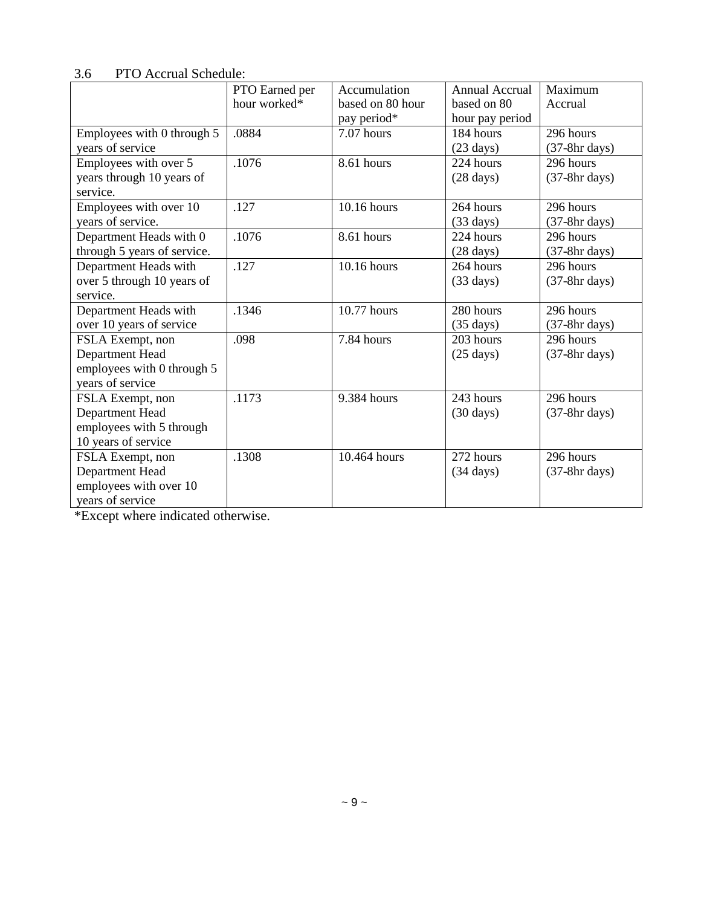### 3.6 PTO Accrual Schedule:

| | PTO Earned per hour worked* | Accumulation based on 80 hour pay period* | Annual Accrual based on 80 hour pay period | Maximum Accrual |
|---|---|---|---|---|
| Employees with 0 through 5 years of service | .0884 | 7.07 hours | 184 hours (23 days) | 296 hours (37-8hr days) |
| Employees with over 5 years through 10 years of service. | .1076 | 8.61 hours | 224 hours (28 days) | 296 hours (37-8hr days) |
| Employees with over 10 years of service. | .127 | 10.16 hours | 264 hours (33 days) | 296 hours (37-8hr days) |
| Department Heads with 0 through 5 years of service. | .1076 | 8.61 hours | 224 hours (28 days) | 296 hours (37-8hr days) |
| Department Heads with over 5 through 10 years of service. | .127 | 10.16 hours | 264 hours (33 days) | 296 hours (37-8hr days) |
| Department Heads with over 10 years of service | .1346 | 10.77 hours | 280 hours (35 days) | 296 hours (37-8hr days) |
| FSLA Exempt, non Department Head employees with 0 through 5 years of service | .098 | 7.84 hours | 203 hours (25 days) | 296 hours (37-8hr days) |
| FSLA Exempt, non Department Head employees with 5 through 10 years of service | .1173 | 9.384 hours | 243 hours (30 days) | 296 hours (37-8hr days) |
| FSLA Exempt, non Department Head employees with over 10 years of service | .1308 | 10.464 hours | 272 hours (34 days) | 296 hours (37-8hr days) |

*Except where indicated otherwise.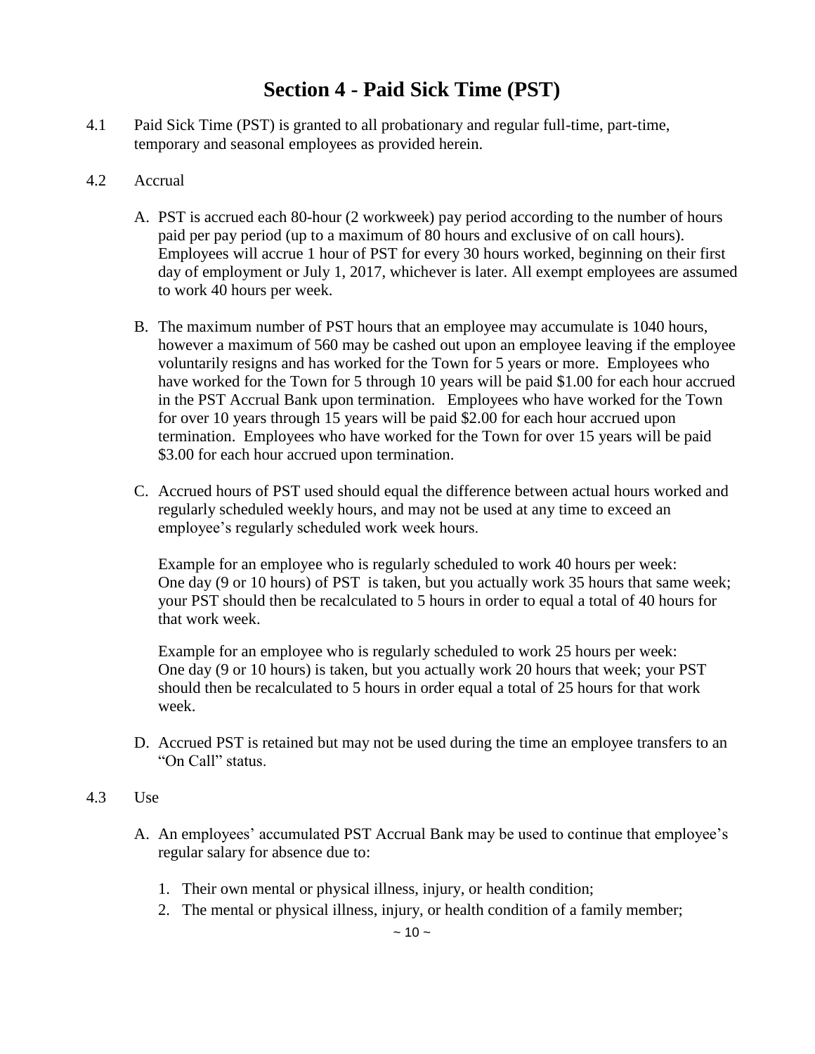# Section 4 - Paid Sick Time (PST)

4.1 Paid Sick Time (PST) is granted to all probationary and regular full-time, part-time, temporary and seasonal employees as provided herein.

4.2 Accrual

A. PST is accrued each 80-hour (2 workweek) pay period according to the number of hours paid per pay period (up to a maximum of 80 hours and exclusive of on call hours). Employees will accrue 1 hour of PST for every 30 hours worked, beginning on their first day of employment or July 1, 2017, whichever is later. All exempt employees are assumed to work 40 hours per week.

B. The maximum number of PST hours that an employee may accumulate is 1040 hours, however a maximum of 560 may be cashed out upon an employee leaving if the employee voluntarily resigns and has worked for the Town for 5 years or more. Employees who have worked for the Town for 5 through 10 years will be paid $1.00 for each hour accrued in the PST Accrual Bank upon termination. Employees who have worked for the Town for over 10 years through 15 years will be paid $2.00 for each hour accrued upon termination. Employees who have worked for the Town for over 15 years will be paid $3.00 for each hour accrued upon termination.

C. Accrued hours of PST used should equal the difference between actual hours worked and regularly scheduled weekly hours, and may not be used at any time to exceed an employee's regularly scheduled work week hours.

   Example for an employee who is regularly scheduled to work 40 hours per week: One day (9 or 10 hours) of PST is taken, but you actually work 35 hours that same week; your PST should then be recalculated to 5 hours in order to equal a total of 40 hours for that work week.

   Example for an employee who is regularly scheduled to work 25 hours per week: One day (9 or 10 hours) is taken, but you actually work 20 hours that week; your PST should then be recalculated to 5 hours in order equal a total of 25 hours for that work week.

D. Accrued PST is retained but may not be used during the time an employee transfers to an "On Call" status.

4.3 Use

A. An employees' accumulated PST Accrual Bank may be used to continue that employee's regular salary for absence due to:

   1. Their own mental or physical illness, injury, or health condition;
   2. The mental or physical illness, injury, or health condition of a family member;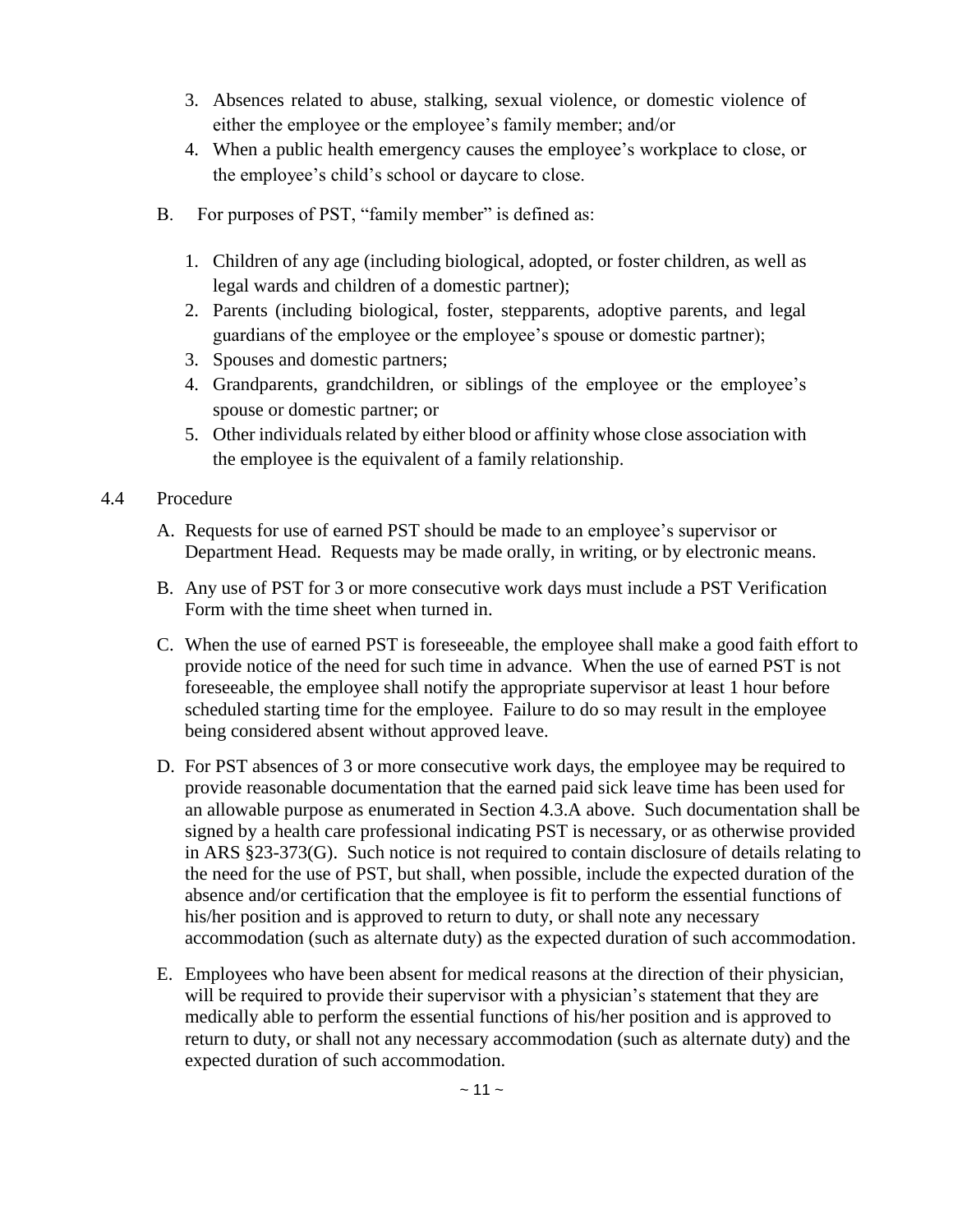3. Absences related to abuse, stalking, sexual violence, or domestic violence of either the employee or the employee's family member; and/or
4. When a public health emergency causes the employee's workplace to close, or the employee's child's school or daycare to close.

B. For purposes of PST, "family member" is defined as:

1. Children of any age (including biological, adopted, or foster children, as well as legal wards and children of a domestic partner);
2. Parents (including biological, foster, stepparents, adoptive parents, and legal guardians of the employee or the employee's spouse or domestic partner);
3. Spouses and domestic partners;
4. Grandparents, grandchildren, or siblings of the employee or the employee's spouse or domestic partner; or
5. Other individuals related by either blood or affinity whose close association with the employee is the equivalent of a family relationship.

4.4 Procedure

A. Requests for use of earned PST should be made to an employee's supervisor or Department Head. Requests may be made orally, in writing, or by electronic means.

B. Any use of PST for 3 or more consecutive work days must include a PST Verification Form with the time sheet when turned in.

C. When the use of earned PST is foreseeable, the employee shall make a good faith effort to provide notice of the need for such time in advance. When the use of earned PST is not foreseeable, the employee shall notify the appropriate supervisor at least 1 hour before scheduled starting time for the employee. Failure to do so may result in the employee being considered absent without approved leave.

D. For PST absences of 3 or more consecutive work days, the employee may be required to provide reasonable documentation that the earned paid sick leave time has been used for an allowable purpose as enumerated in Section 4.3.A above. Such documentation shall be signed by a health care professional indicating PST is necessary, or as otherwise provided in ARS §23-373(G). Such notice is not required to contain disclosure of details relating to the need for the use of PST, but shall, when possible, include the expected duration of the absence and/or certification that the employee is fit to perform the essential functions of his/her position and is approved to return to duty, or shall note any necessary accommodation (such as alternate duty) as the expected duration of such accommodation.

E. Employees who have been absent for medical reasons at the direction of their physician, will be required to provide their supervisor with a physician's statement that they are medically able to perform the essential functions of his/her position and is approved to return to duty, or shall not any necessary accommodation (such as alternate duty) and the expected duration of such accommodation.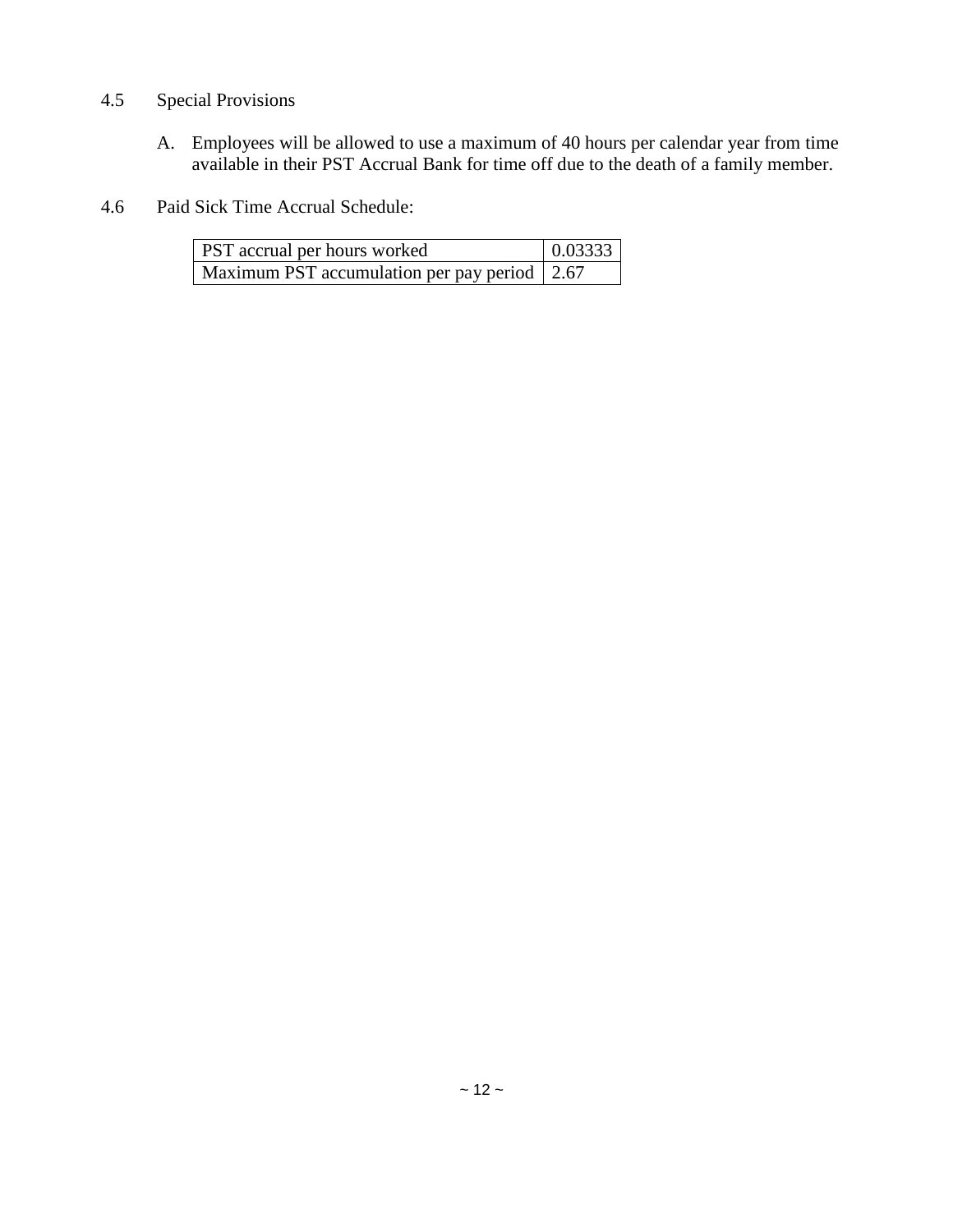4.5 Special Provisions

A. Employees will be allowed to use a maximum of 40 hours per calendar year from time available in their PST Accrual Bank for time off due to the death of a family member.

4.6 Paid Sick Time Accrual Schedule:

| PST accrual per hours worked | 0.03333 |
|---|---|
| Maximum PST accumulation per pay period | 2.67 |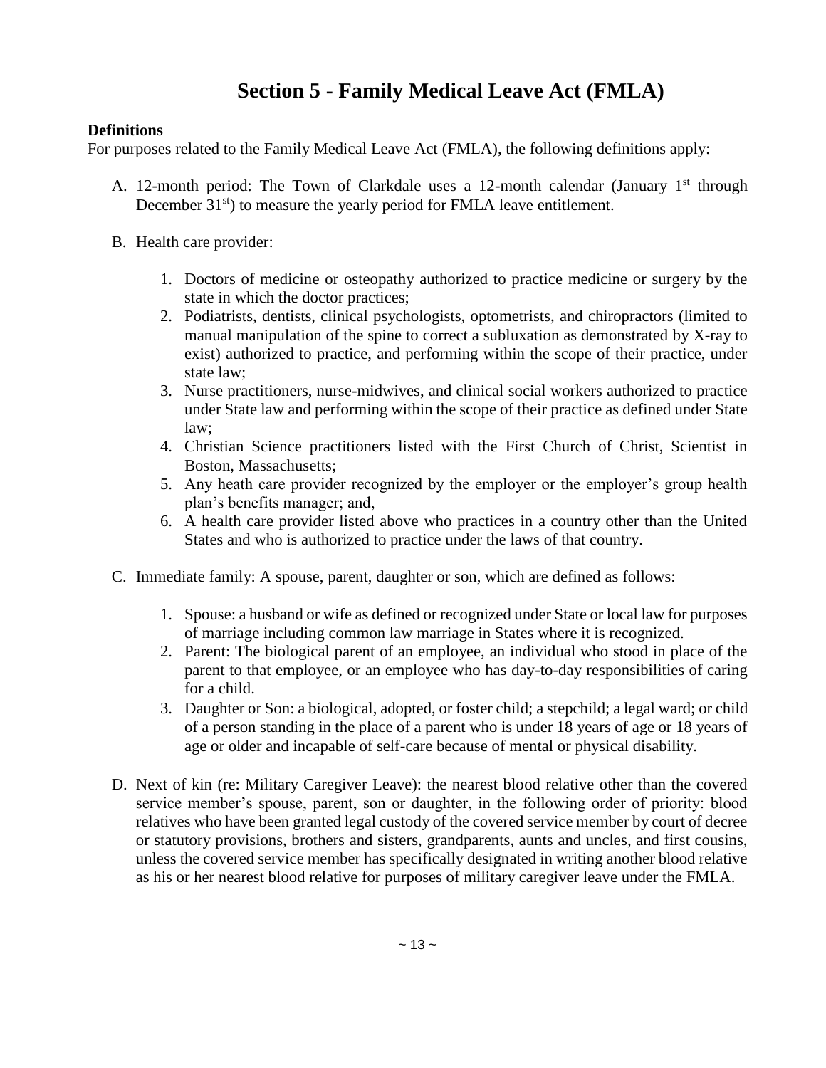# Section 5 - Family Medical Leave Act (FMLA)

**Definitions**

For purposes related to the Family Medical Leave Act (FMLA), the following definitions apply:

A. 12-month period: The Town of Clarkdale uses a 12-month calendar (January 1st through December 31st) to measure the yearly period for FMLA leave entitlement.

B. Health care provider:

   1. Doctors of medicine or osteopathy authorized to practice medicine or surgery by the state in which the doctor practices;
   2. Podiatrists, dentists, clinical psychologists, optometrists, and chiropractors (limited to manual manipulation of the spine to correct a subluxation as demonstrated by X-ray to exist) authorized to practice, and performing within the scope of their practice, under state law;
   3. Nurse practitioners, nurse-midwives, and clinical social workers authorized to practice under State law and performing within the scope of their practice as defined under State law;
   4. Christian Science practitioners listed with the First Church of Christ, Scientist in Boston, Massachusetts;
   5. Any heath care provider recognized by the employer or the employer's group health plan's benefits manager; and,
   6. A health care provider listed above who practices in a country other than the United States and who is authorized to practice under the laws of that country.

C. Immediate family: A spouse, parent, daughter or son, which are defined as follows:

   1. Spouse: a husband or wife as defined or recognized under State or local law for purposes of marriage including common law marriage in States where it is recognized.
   2. Parent: The biological parent of an employee, an individual who stood in place of the parent to that employee, or an employee who has day-to-day responsibilities of caring for a child.
   3. Daughter or Son: a biological, adopted, or foster child; a stepchild; a legal ward; or child of a person standing in the place of a parent who is under 18 years of age or 18 years of age or older and incapable of self-care because of mental or physical disability.

D. Next of kin (re: Military Caregiver Leave): the nearest blood relative other than the covered service member's spouse, parent, son or daughter, in the following order of priority: blood relatives who have been granted legal custody of the covered service member by court of decree or statutory provisions, brothers and sisters, grandparents, aunts and uncles, and first cousins, unless the covered service member has specifically designated in writing another blood relative as his or her nearest blood relative for purposes of military caregiver leave under the FMLA.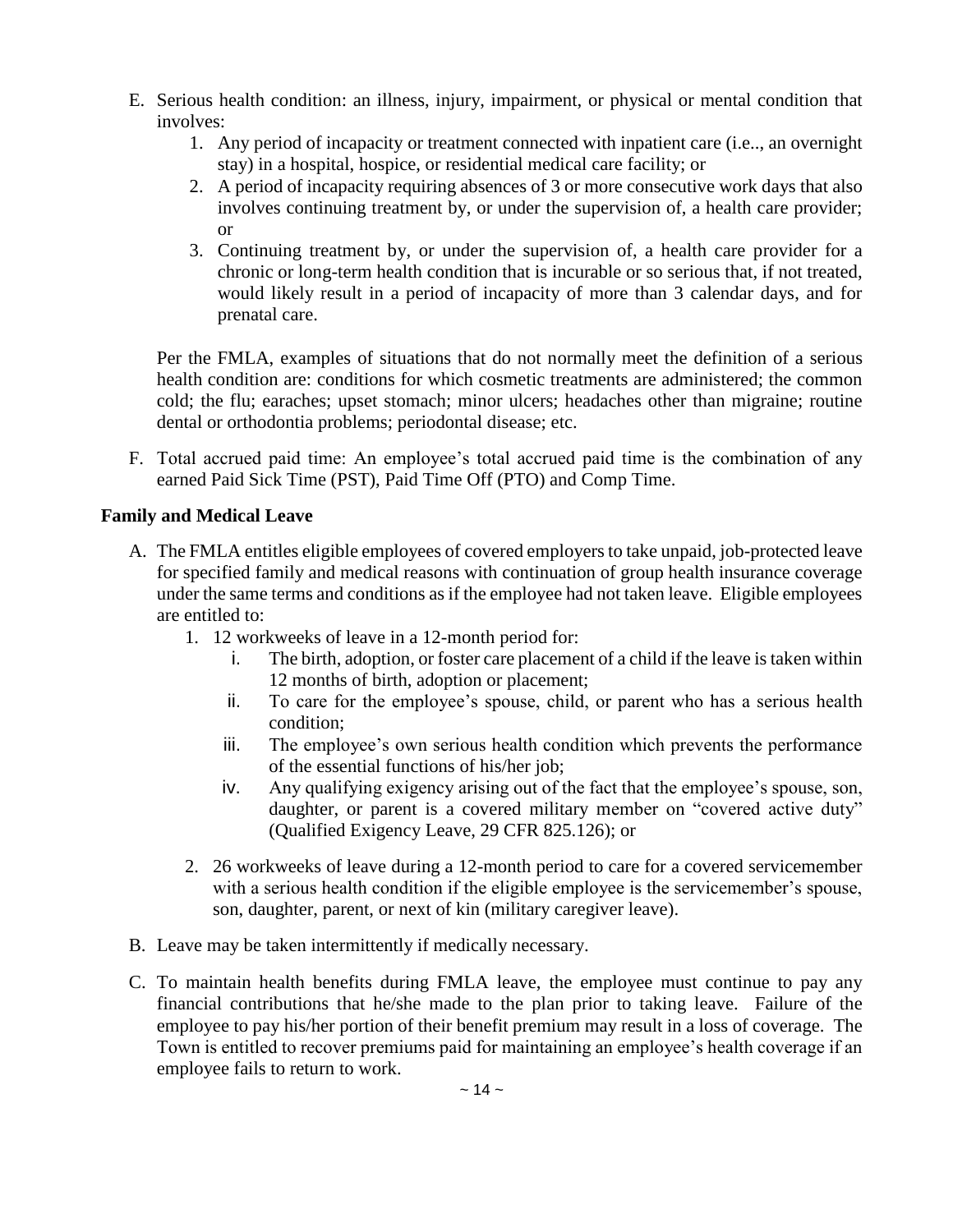E. Serious health condition: an illness, injury, impairment, or physical or mental condition that involves:
    1. Any period of incapacity or treatment connected with inpatient care (i.e.., an overnight stay) in a hospital, hospice, or residential medical care facility; or
    2. A period of incapacity requiring absences of 3 or more consecutive work days that also involves continuing treatment by, or under the supervision of, a health care provider; or
    3. Continuing treatment by, or under the supervision of, a health care provider for a chronic or long-term health condition that is incurable or so serious that, if not treated, would likely result in a period of incapacity of more than 3 calendar days, and for prenatal care.

    Per the FMLA, examples of situations that do not normally meet the definition of a serious health condition are: conditions for which cosmetic treatments are administered; the common cold; the flu; earaches; upset stomach; minor ulcers; headaches other than migraine; routine dental or orthodontia problems; periodontal disease; etc.

F. Total accrued paid time: An employee's total accrued paid time is the combination of any earned Paid Sick Time (PST), Paid Time Off (PTO) and Comp Time.

**Family and Medical Leave**

A. The FMLA entitles eligible employees of covered employers to take unpaid, job-protected leave for specified family and medical reasons with continuation of group health insurance coverage under the same terms and conditions as if the employee had not taken leave. Eligible employees are entitled to:
    1. 12 workweeks of leave in a 12-month period for:
        i. The birth, adoption, or foster care placement of a child if the leave is taken within 12 months of birth, adoption or placement;
        ii. To care for the employee's spouse, child, or parent who has a serious health condition;
        iii. The employee's own serious health condition which prevents the performance of the essential functions of his/her job;
        iv. Any qualifying exigency arising out of the fact that the employee's spouse, son, daughter, or parent is a covered military member on "covered active duty" (Qualified Exigency Leave, 29 CFR 825.126); or
    2. 26 workweeks of leave during a 12-month period to care for a covered servicemember with a serious health condition if the eligible employee is the servicemember's spouse, son, daughter, parent, or next of kin (military caregiver leave).

B. Leave may be taken intermittently if medically necessary.

C. To maintain health benefits during FMLA leave, the employee must continue to pay any financial contributions that he/she made to the plan prior to taking leave. Failure of the employee to pay his/her portion of their benefit premium may result in a loss of coverage. The Town is entitled to recover premiums paid for maintaining an employee's health coverage if an employee fails to return to work.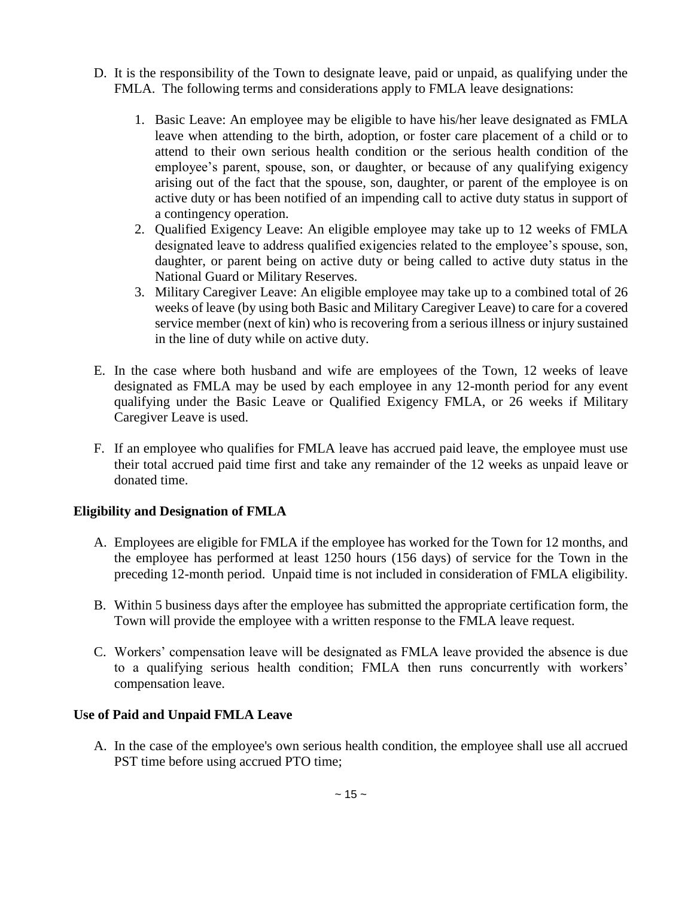D. It is the responsibility of the Town to designate leave, paid or unpaid, as qualifying under the FMLA. The following terms and considerations apply to FMLA leave designations:

   1. Basic Leave: An employee may be eligible to have his/her leave designated as FMLA leave when attending to the birth, adoption, or foster care placement of a child or to attend to their own serious health condition or the serious health condition of the employee's parent, spouse, son, or daughter, or because of any qualifying exigency arising out of the fact that the spouse, son, daughter, or parent of the employee is on active duty or has been notified of an impending call to active duty status in support of a contingency operation.
   2. Qualified Exigency Leave: An eligible employee may take up to 12 weeks of FMLA designated leave to address qualified exigencies related to the employee's spouse, son, daughter, or parent being on active duty or being called to active duty status in the National Guard or Military Reserves.
   3. Military Caregiver Leave: An eligible employee may take up to a combined total of 26 weeks of leave (by using both Basic and Military Caregiver Leave) to care for a covered service member (next of kin) who is recovering from a serious illness or injury sustained in the line of duty while on active duty.

E. In the case where both husband and wife are employees of the Town, 12 weeks of leave designated as FMLA may be used by each employee in any 12-month period for any event qualifying under the Basic Leave or Qualified Exigency FMLA, or 26 weeks if Military Caregiver Leave is used.

F. If an employee who qualifies for FMLA leave has accrued paid leave, the employee must use their total accrued paid time first and take any remainder of the 12 weeks as unpaid leave or donated time.

**Eligibility and Designation of FMLA**

A. Employees are eligible for FMLA if the employee has worked for the Town for 12 months, and the employee has performed at least 1250 hours (156 days) of service for the Town in the preceding 12-month period. Unpaid time is not included in consideration of FMLA eligibility.

B. Within 5 business days after the employee has submitted the appropriate certification form, the Town will provide the employee with a written response to the FMLA leave request.

C. Workers' compensation leave will be designated as FMLA leave provided the absence is due to a qualifying serious health condition; FMLA then runs concurrently with workers' compensation leave.

**Use of Paid and Unpaid FMLA Leave**

A. In the case of the employee's own serious health condition, the employee shall use all accrued PST time before using accrued PTO time;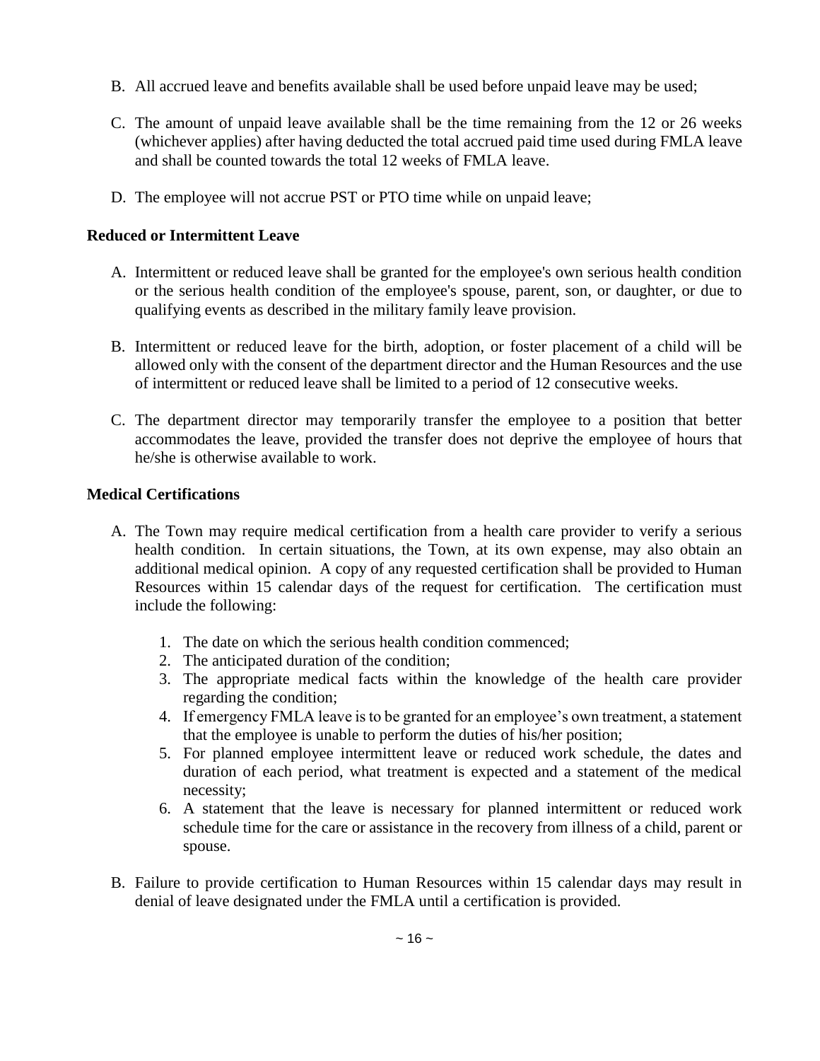B. All accrued leave and benefits available shall be used before unpaid leave may be used;

C. The amount of unpaid leave available shall be the time remaining from the 12 or 26 weeks (whichever applies) after having deducted the total accrued paid time used during FMLA leave and shall be counted towards the total 12 weeks of FMLA leave.

D. The employee will not accrue PST or PTO time while on unpaid leave;

**Reduced or Intermittent Leave**

A. Intermittent or reduced leave shall be granted for the employee's own serious health condition or the serious health condition of the employee's spouse, parent, son, or daughter, or due to qualifying events as described in the military family leave provision.

B. Intermittent or reduced leave for the birth, adoption, or foster placement of a child will be allowed only with the consent of the department director and the Human Resources and the use of intermittent or reduced leave shall be limited to a period of 12 consecutive weeks.

C. The department director may temporarily transfer the employee to a position that better accommodates the leave, provided the transfer does not deprive the employee of hours that he/she is otherwise available to work.

**Medical Certifications**

A. The Town may require medical certification from a health care provider to verify a serious health condition. In certain situations, the Town, at its own expense, may also obtain an additional medical opinion. A copy of any requested certification shall be provided to Human Resources within 15 calendar days of the request for certification. The certification must include the following:

   1. The date on which the serious health condition commenced;
   2. The anticipated duration of the condition;
   3. The appropriate medical facts within the knowledge of the health care provider regarding the condition;
   4. If emergency FMLA leave is to be granted for an employee's own treatment, a statement that the employee is unable to perform the duties of his/her position;
   5. For planned employee intermittent leave or reduced work schedule, the dates and duration of each period, what treatment is expected and a statement of the medical necessity;
   6. A statement that the leave is necessary for planned intermittent or reduced work schedule time for the care or assistance in the recovery from illness of a child, parent or spouse.

B. Failure to provide certification to Human Resources within 15 calendar days may result in denial of leave designated under the FMLA until a certification is provided.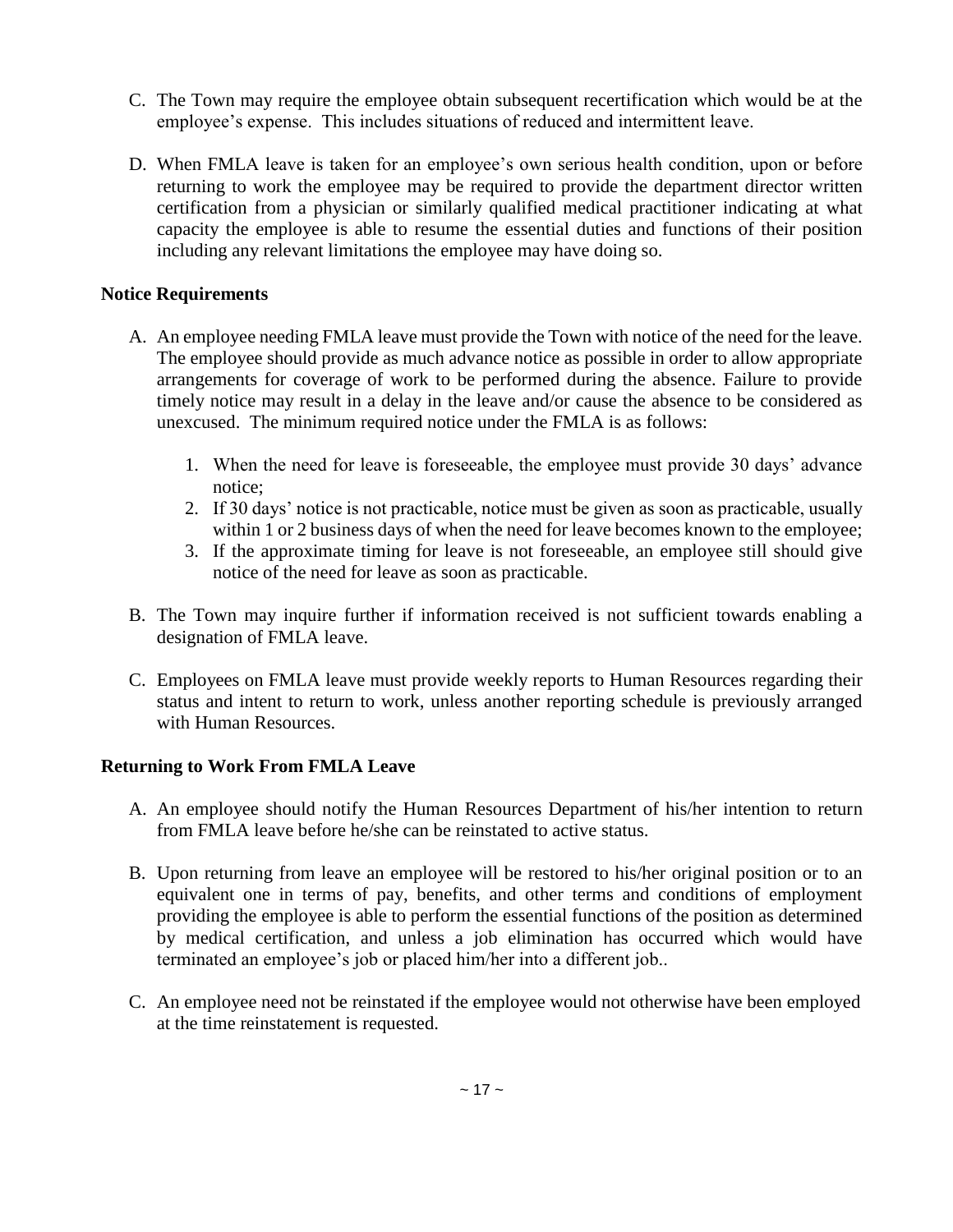C. The Town may require the employee obtain subsequent recertification which would be at the employee's expense. This includes situations of reduced and intermittent leave.

D. When FMLA leave is taken for an employee's own serious health condition, upon or before returning to work the employee may be required to provide the department director written certification from a physician or similarly qualified medical practitioner indicating at what capacity the employee is able to resume the essential duties and functions of their position including any relevant limitations the employee may have doing so.

**Notice Requirements**

A. An employee needing FMLA leave must provide the Town with notice of the need for the leave. The employee should provide as much advance notice as possible in order to allow appropriate arrangements for coverage of work to be performed during the absence. Failure to provide timely notice may result in a delay in the leave and/or cause the absence to be considered as unexcused. The minimum required notice under the FMLA is as follows:

   1. When the need for leave is foreseeable, the employee must provide 30 days' advance notice;
   2. If 30 days' notice is not practicable, notice must be given as soon as practicable, usually within 1 or 2 business days of when the need for leave becomes known to the employee;
   3. If the approximate timing for leave is not foreseeable, an employee still should give notice of the need for leave as soon as practicable.

B. The Town may inquire further if information received is not sufficient towards enabling a designation of FMLA leave.

C. Employees on FMLA leave must provide weekly reports to Human Resources regarding their status and intent to return to work, unless another reporting schedule is previously arranged with Human Resources.

**Returning to Work From FMLA Leave**

A. An employee should notify the Human Resources Department of his/her intention to return from FMLA leave before he/she can be reinstated to active status.

B. Upon returning from leave an employee will be restored to his/her original position or to an equivalent one in terms of pay, benefits, and other terms and conditions of employment providing the employee is able to perform the essential functions of the position as determined by medical certification, and unless a job elimination has occurred which would have terminated an employee's job or placed him/her into a different job..

C. An employee need not be reinstated if the employee would not otherwise have been employed at the time reinstatement is requested.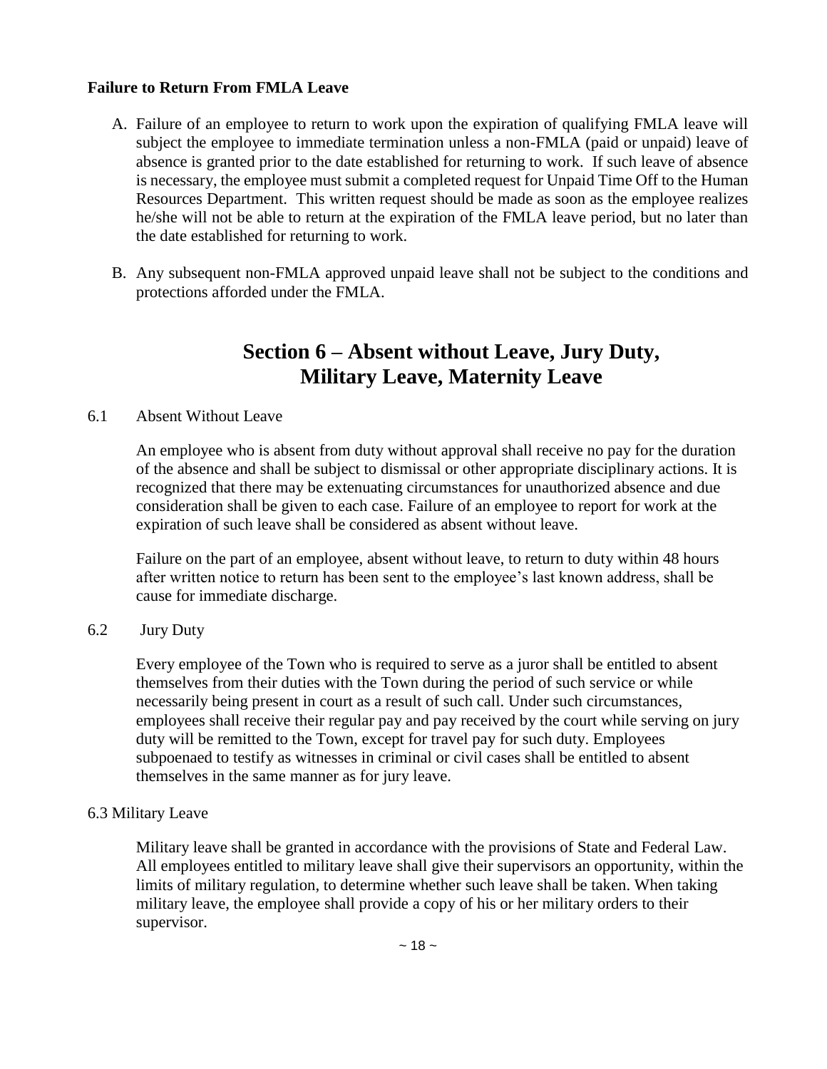**Failure to Return From FMLA Leave**

A. Failure of an employee to return to work upon the expiration of qualifying FMLA leave will subject the employee to immediate termination unless a non-FMLA (paid or unpaid) leave of absence is granted prior to the date established for returning to work. If such leave of absence is necessary, the employee must submit a completed request for Unpaid Time Off to the Human Resources Department. This written request should be made as soon as the employee realizes he/she will not be able to return at the expiration of the FMLA leave period, but no later than the date established for returning to work.

B. Any subsequent non-FMLA approved unpaid leave shall not be subject to the conditions and protections afforded under the FMLA.

# Section 6 – Absent without Leave, Jury Duty, Military Leave, Maternity Leave

6.1 Absent Without Leave

An employee who is absent from duty without approval shall receive no pay for the duration of the absence and shall be subject to dismissal or other appropriate disciplinary actions. It is recognized that there may be extenuating circumstances for unauthorized absence and due consideration shall be given to each case. Failure of an employee to report for work at the expiration of such leave shall be considered as absent without leave.

Failure on the part of an employee, absent without leave, to return to duty within 48 hours after written notice to return has been sent to the employee's last known address, shall be cause for immediate discharge.

6.2 Jury Duty

Every employee of the Town who is required to serve as a juror shall be entitled to absent themselves from their duties with the Town during the period of such service or while necessarily being present in court as a result of such call. Under such circumstances, employees shall receive their regular pay and pay received by the court while serving on jury duty will be remitted to the Town, except for travel pay for such duty. Employees subpoenaed to testify as witnesses in criminal or civil cases shall be entitled to absent themselves in the same manner as for jury leave.

6.3 Military Leave

Military leave shall be granted in accordance with the provisions of State and Federal Law. All employees entitled to military leave shall give their supervisors an opportunity, within the limits of military regulation, to determine whether such leave shall be taken. When taking military leave, the employee shall provide a copy of his or her military orders to their supervisor.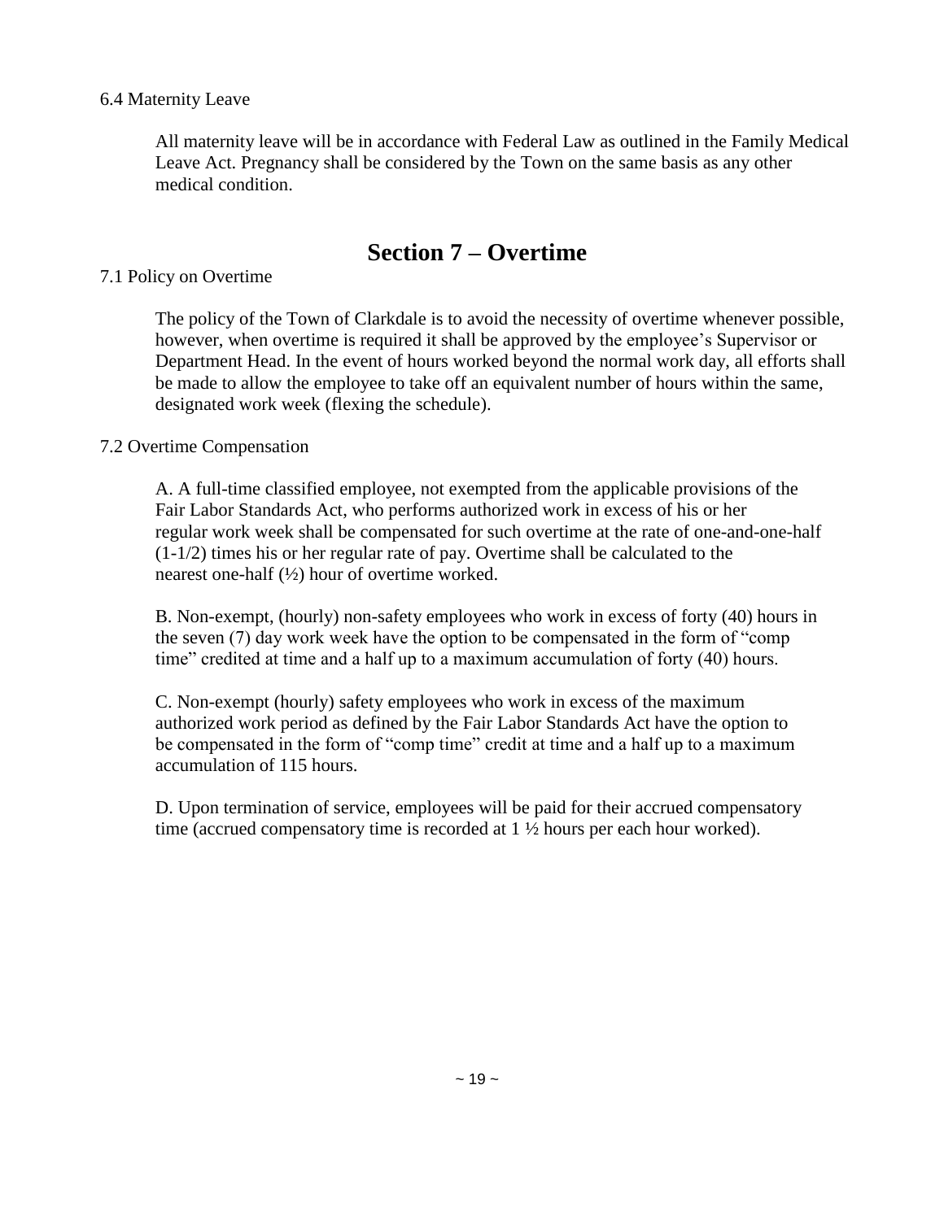6.4 Maternity Leave

All maternity leave will be in accordance with Federal Law as outlined in the Family Medical Leave Act. Pregnancy shall be considered by the Town on the same basis as any other medical condition.

# Section 7 – Overtime

7.1 Policy on Overtime

The policy of the Town of Clarkdale is to avoid the necessity of overtime whenever possible, however, when overtime is required it shall be approved by the employee's Supervisor or Department Head. In the event of hours worked beyond the normal work day, all efforts shall be made to allow the employee to take off an equivalent number of hours within the same, designated work week (flexing the schedule).

7.2 Overtime Compensation

A. A full-time classified employee, not exempted from the applicable provisions of the Fair Labor Standards Act, who performs authorized work in excess of his or her regular work week shall be compensated for such overtime at the rate of one-and-one-half (1-1/2) times his or her regular rate of pay. Overtime shall be calculated to the nearest one-half (½) hour of overtime worked.

B. Non-exempt, (hourly) non-safety employees who work in excess of forty (40) hours in the seven (7) day work week have the option to be compensated in the form of "comp time" credited at time and a half up to a maximum accumulation of forty (40) hours.

C. Non-exempt (hourly) safety employees who work in excess of the maximum authorized work period as defined by the Fair Labor Standards Act have the option to be compensated in the form of "comp time" credit at time and a half up to a maximum accumulation of 115 hours.

D. Upon termination of service, employees will be paid for their accrued compensatory time (accrued compensatory time is recorded at 1 ½ hours per each hour worked).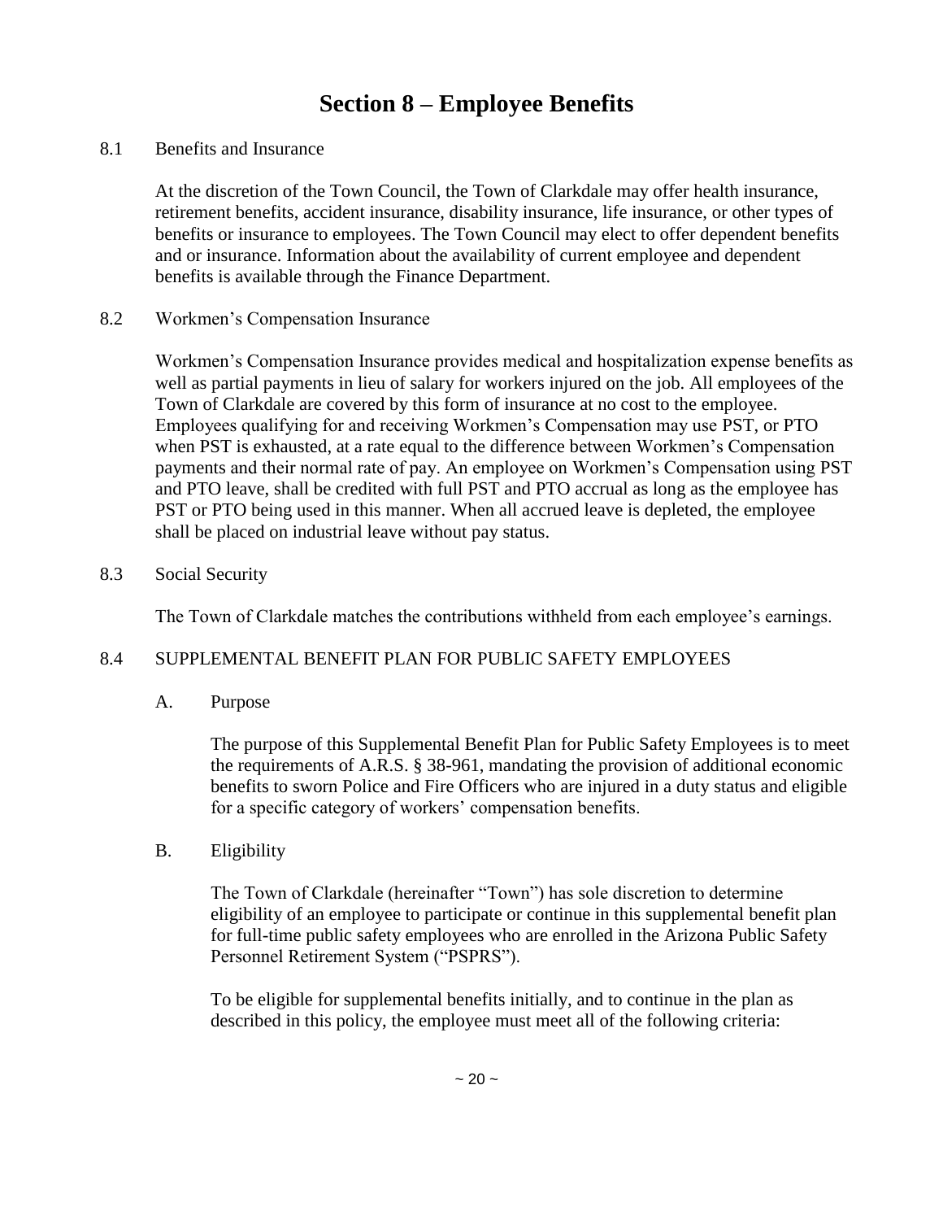# Section 8 – Employee Benefits

8.1 Benefits and Insurance

At the discretion of the Town Council, the Town of Clarkdale may offer health insurance, retirement benefits, accident insurance, disability insurance, life insurance, or other types of benefits or insurance to employees. The Town Council may elect to offer dependent benefits and or insurance. Information about the availability of current employee and dependent benefits is available through the Finance Department.

8.2 Workmen's Compensation Insurance

Workmen's Compensation Insurance provides medical and hospitalization expense benefits as well as partial payments in lieu of salary for workers injured on the job. All employees of the Town of Clarkdale are covered by this form of insurance at no cost to the employee. Employees qualifying for and receiving Workmen's Compensation may use PST, or PTO when PST is exhausted, at a rate equal to the difference between Workmen's Compensation payments and their normal rate of pay. An employee on Workmen's Compensation using PST and PTO leave, shall be credited with full PST and PTO accrual as long as the employee has PST or PTO being used in this manner. When all accrued leave is depleted, the employee shall be placed on industrial leave without pay status.

8.3 Social Security

The Town of Clarkdale matches the contributions withheld from each employee's earnings.

8.4 SUPPLEMENTAL BENEFIT PLAN FOR PUBLIC SAFETY EMPLOYEES

A. Purpose

The purpose of this Supplemental Benefit Plan for Public Safety Employees is to meet the requirements of A.R.S. § 38-961, mandating the provision of additional economic benefits to sworn Police and Fire Officers who are injured in a duty status and eligible for a specific category of workers' compensation benefits.

B. Eligibility

The Town of Clarkdale (hereinafter "Town") has sole discretion to determine eligibility of an employee to participate or continue in this supplemental benefit plan for full-time public safety employees who are enrolled in the Arizona Public Safety Personnel Retirement System ("PSPRS").

To be eligible for supplemental benefits initially, and to continue in the plan as described in this policy, the employee must meet all of the following criteria: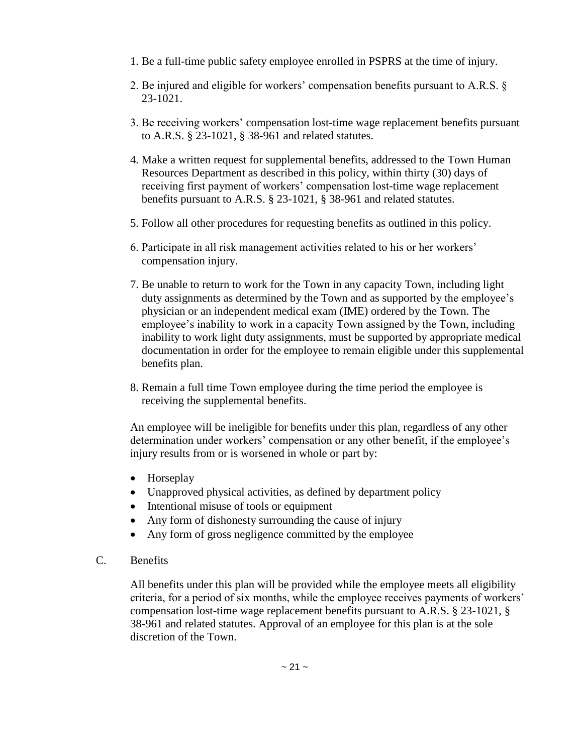1. Be a full-time public safety employee enrolled in PSPRS at the time of injury.

2. Be injured and eligible for workers' compensation benefits pursuant to A.R.S. § 23-1021.

3. Be receiving workers' compensation lost-time wage replacement benefits pursuant to A.R.S. § 23-1021, § 38-961 and related statutes.

4. Make a written request for supplemental benefits, addressed to the Town Human Resources Department as described in this policy, within thirty (30) days of receiving first payment of workers' compensation lost-time wage replacement benefits pursuant to A.R.S. § 23-1021, § 38-961 and related statutes.

5. Follow all other procedures for requesting benefits as outlined in this policy.

6. Participate in all risk management activities related to his or her workers' compensation injury.

7. Be unable to return to work for the Town in any capacity Town, including light duty assignments as determined by the Town and as supported by the employee's physician or an independent medical exam (IME) ordered by the Town. The employee's inability to work in a capacity Town assigned by the Town, including inability to work light duty assignments, must be supported by appropriate medical documentation in order for the employee to remain eligible under this supplemental benefits plan.

8. Remain a full time Town employee during the time period the employee is receiving the supplemental benefits.

An employee will be ineligible for benefits under this plan, regardless of any other determination under workers' compensation or any other benefit, if the employee's injury results from or is worsened in whole or part by:

- Horseplay
- Unapproved physical activities, as defined by department policy
- Intentional misuse of tools or equipment
- Any form of dishonesty surrounding the cause of injury
- Any form of gross negligence committed by the employee

C. Benefits

All benefits under this plan will be provided while the employee meets all eligibility criteria, for a period of six months, while the employee receives payments of workers' compensation lost-time wage replacement benefits pursuant to A.R.S. § 23-1021, § 38-961 and related statutes. Approval of an employee for this plan is at the sole discretion of the Town.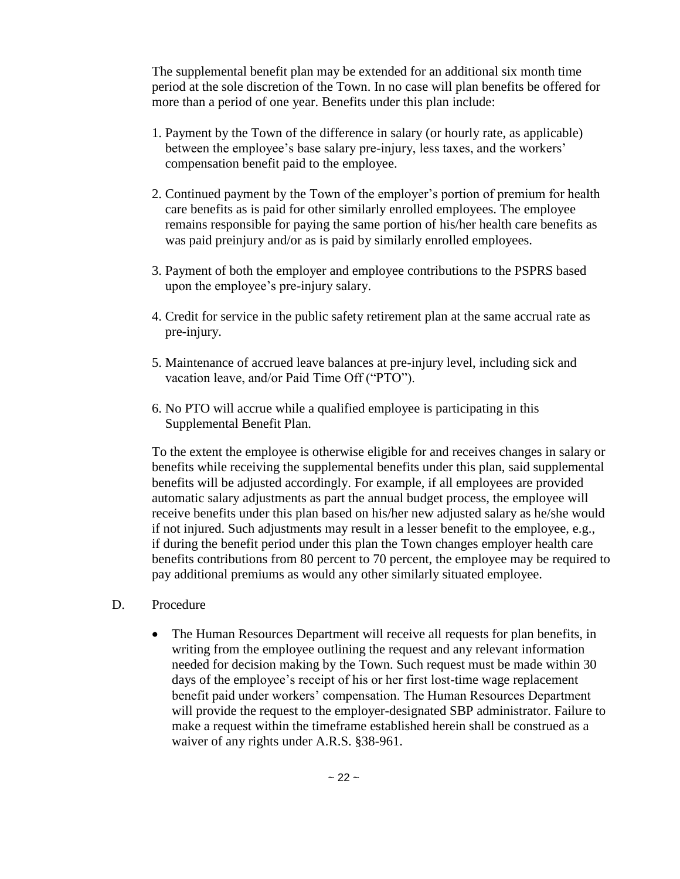The supplemental benefit plan may be extended for an additional six month time period at the sole discretion of the Town. In no case will plan benefits be offered for more than a period of one year. Benefits under this plan include:

1. Payment by the Town of the difference in salary (or hourly rate, as applicable) between the employee's base salary pre-injury, less taxes, and the workers' compensation benefit paid to the employee.

2. Continued payment by the Town of the employer's portion of premium for health care benefits as is paid for other similarly enrolled employees. The employee remains responsible for paying the same portion of his/her health care benefits as was paid preinjury and/or as is paid by similarly enrolled employees.

3. Payment of both the employer and employee contributions to the PSPRS based upon the employee's pre-injury salary.

4. Credit for service in the public safety retirement plan at the same accrual rate as pre-injury.

5. Maintenance of accrued leave balances at pre-injury level, including sick and vacation leave, and/or Paid Time Off ("PTO").

6. No PTO will accrue while a qualified employee is participating in this Supplemental Benefit Plan.

To the extent the employee is otherwise eligible for and receives changes in salary or benefits while receiving the supplemental benefits under this plan, said supplemental benefits will be adjusted accordingly. For example, if all employees are provided automatic salary adjustments as part the annual budget process, the employee will receive benefits under this plan based on his/her new adjusted salary as he/she would if not injured. Such adjustments may result in a lesser benefit to the employee, e.g., if during the benefit period under this plan the Town changes employer health care benefits contributions from 80 percent to 70 percent, the employee may be required to pay additional premiums as would any other similarly situated employee.

D. Procedure

- The Human Resources Department will receive all requests for plan benefits, in writing from the employee outlining the request and any relevant information needed for decision making by the Town. Such request must be made within 30 days of the employee's receipt of his or her first lost-time wage replacement benefit paid under workers' compensation. The Human Resources Department will provide the request to the employer-designated SBP administrator. Failure to make a request within the timeframe established herein shall be construed as a waiver of any rights under A.R.S. §38-961.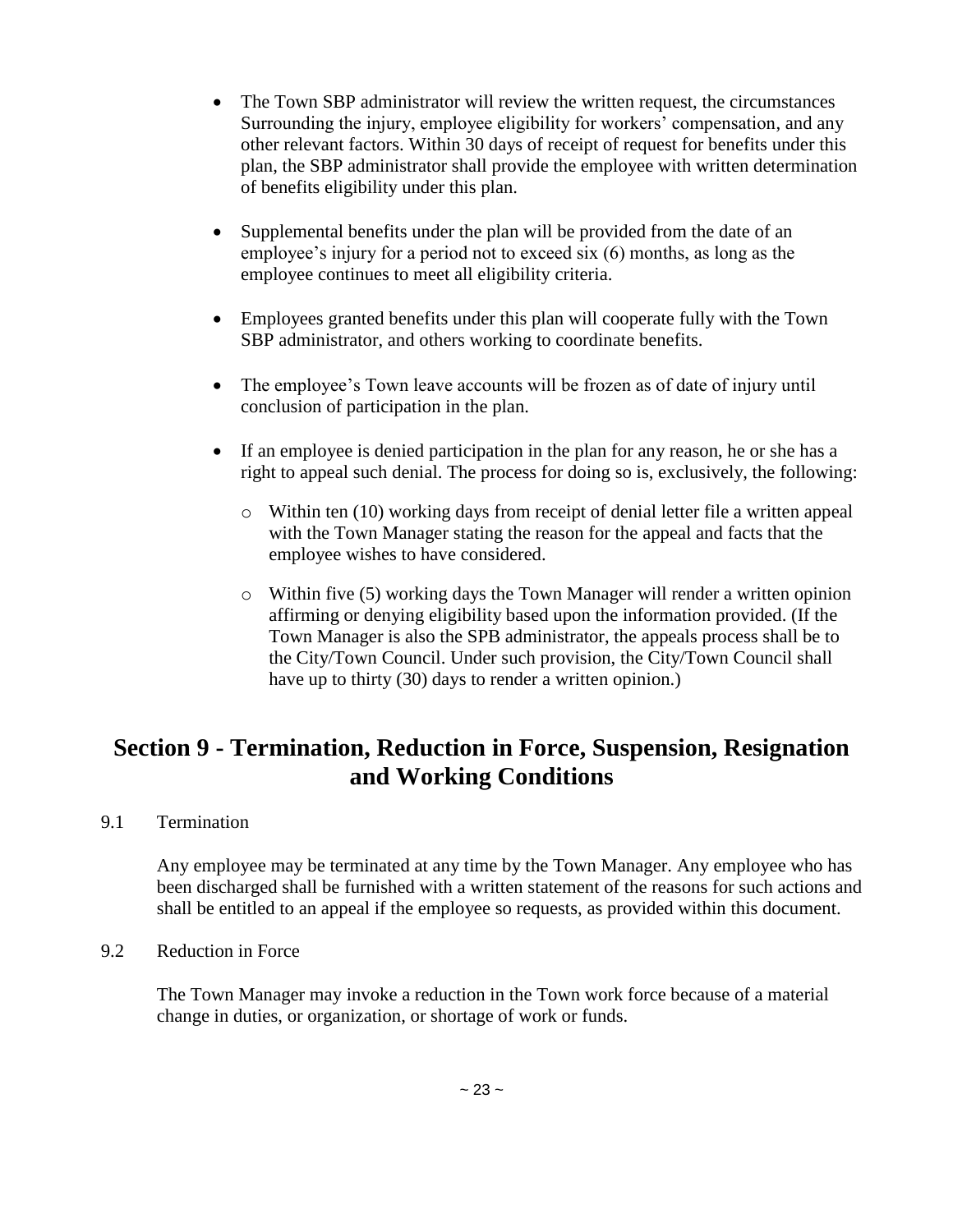- The Town SBP administrator will review the written request, the circumstances Surrounding the injury, employee eligibility for workers' compensation, and any other relevant factors. Within 30 days of receipt of request for benefits under this plan, the SBP administrator shall provide the employee with written determination of benefits eligibility under this plan.

- Supplemental benefits under the plan will be provided from the date of an employee's injury for a period not to exceed six (6) months, as long as the employee continues to meet all eligibility criteria.

- Employees granted benefits under this plan will cooperate fully with the Town SBP administrator, and others working to coordinate benefits.

- The employee's Town leave accounts will be frozen as of date of injury until conclusion of participation in the plan.

- If an employee is denied participation in the plan for any reason, he or she has a right to appeal such denial. The process for doing so is, exclusively, the following:

  - Within ten (10) working days from receipt of denial letter file a written appeal with the Town Manager stating the reason for the appeal and facts that the employee wishes to have considered.

  - Within five (5) working days the Town Manager will render a written opinion affirming or denying eligibility based upon the information provided. (If the Town Manager is also the SPB administrator, the appeals process shall be to the City/Town Council. Under such provision, the City/Town Council shall have up to thirty (30) days to render a written opinion.)

# Section 9 - Termination, Reduction in Force, Suspension, Resignation and Working Conditions

9.1 Termination

Any employee may be terminated at any time by the Town Manager. Any employee who has been discharged shall be furnished with a written statement of the reasons for such actions and shall be entitled to an appeal if the employee so requests, as provided within this document.

9.2 Reduction in Force

The Town Manager may invoke a reduction in the Town work force because of a material change in duties, or organization, or shortage of work or funds.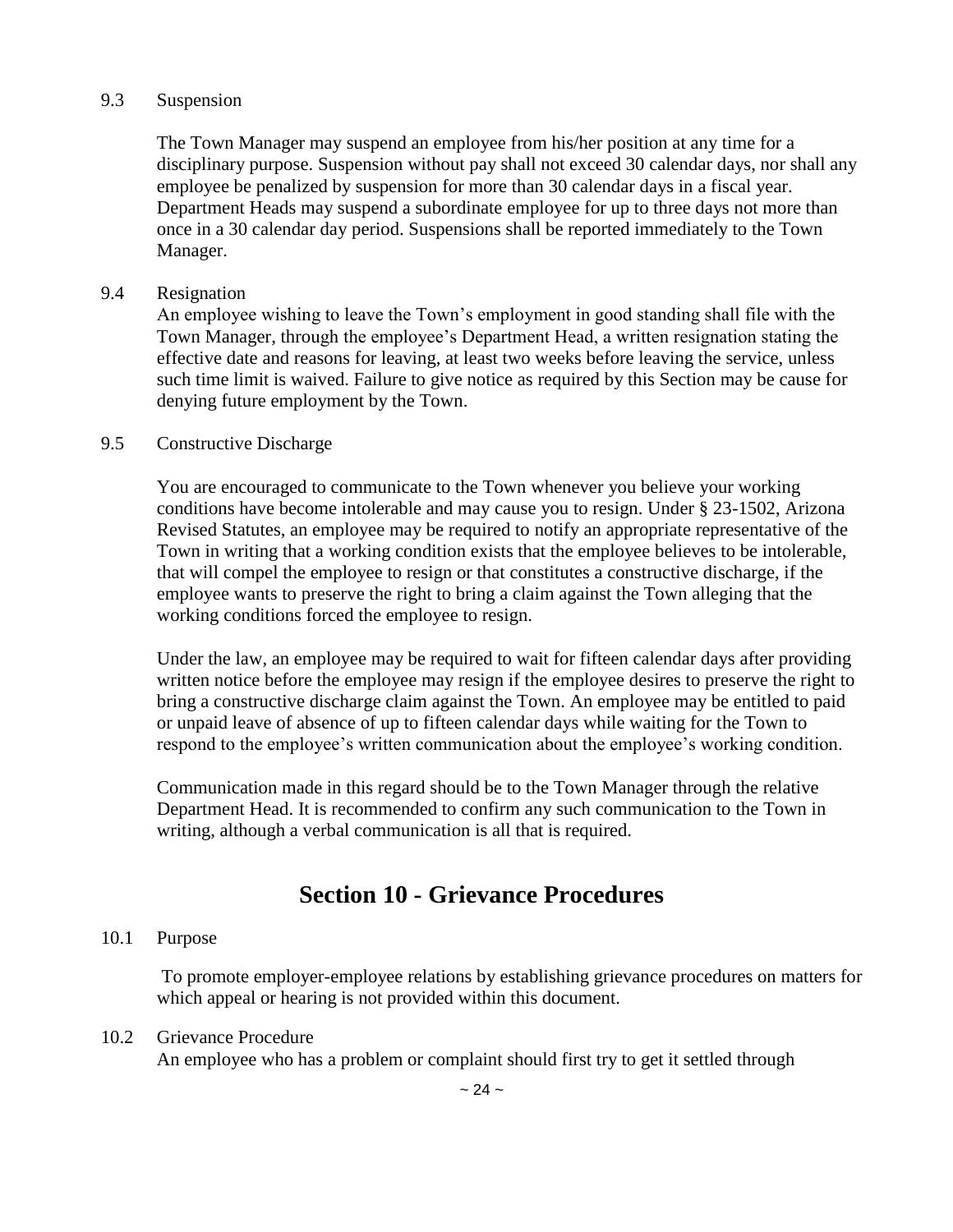9.3 Suspension

The Town Manager may suspend an employee from his/her position at any time for a disciplinary purpose. Suspension without pay shall not exceed 30 calendar days, nor shall any employee be penalized by suspension for more than 30 calendar days in a fiscal year. Department Heads may suspend a subordinate employee for up to three days not more than once in a 30 calendar day period. Suspensions shall be reported immediately to the Town Manager.

9.4 Resignation

An employee wishing to leave the Town's employment in good standing shall file with the Town Manager, through the employee's Department Head, a written resignation stating the effective date and reasons for leaving, at least two weeks before leaving the service, unless such time limit is waived. Failure to give notice as required by this Section may be cause for denying future employment by the Town.

9.5 Constructive Discharge

You are encouraged to communicate to the Town whenever you believe your working conditions have become intolerable and may cause you to resign. Under § 23-1502, Arizona Revised Statutes, an employee may be required to notify an appropriate representative of the Town in writing that a working condition exists that the employee believes to be intolerable, that will compel the employee to resign or that constitutes a constructive discharge, if the employee wants to preserve the right to bring a claim against the Town alleging that the working conditions forced the employee to resign.

Under the law, an employee may be required to wait for fifteen calendar days after providing written notice before the employee may resign if the employee desires to preserve the right to bring a constructive discharge claim against the Town. An employee may be entitled to paid or unpaid leave of absence of up to fifteen calendar days while waiting for the Town to respond to the employee's written communication about the employee's working condition.

Communication made in this regard should be to the Town Manager through the relative Department Head. It is recommended to confirm any such communication to the Town in writing, although a verbal communication is all that is required.

## Section 10 - Grievance Procedures

10.1 Purpose

To promote employer-employee relations by establishing grievance procedures on matters for which appeal or hearing is not provided within this document.

10.2 Grievance Procedure

An employee who has a problem or complaint should first try to get it settled through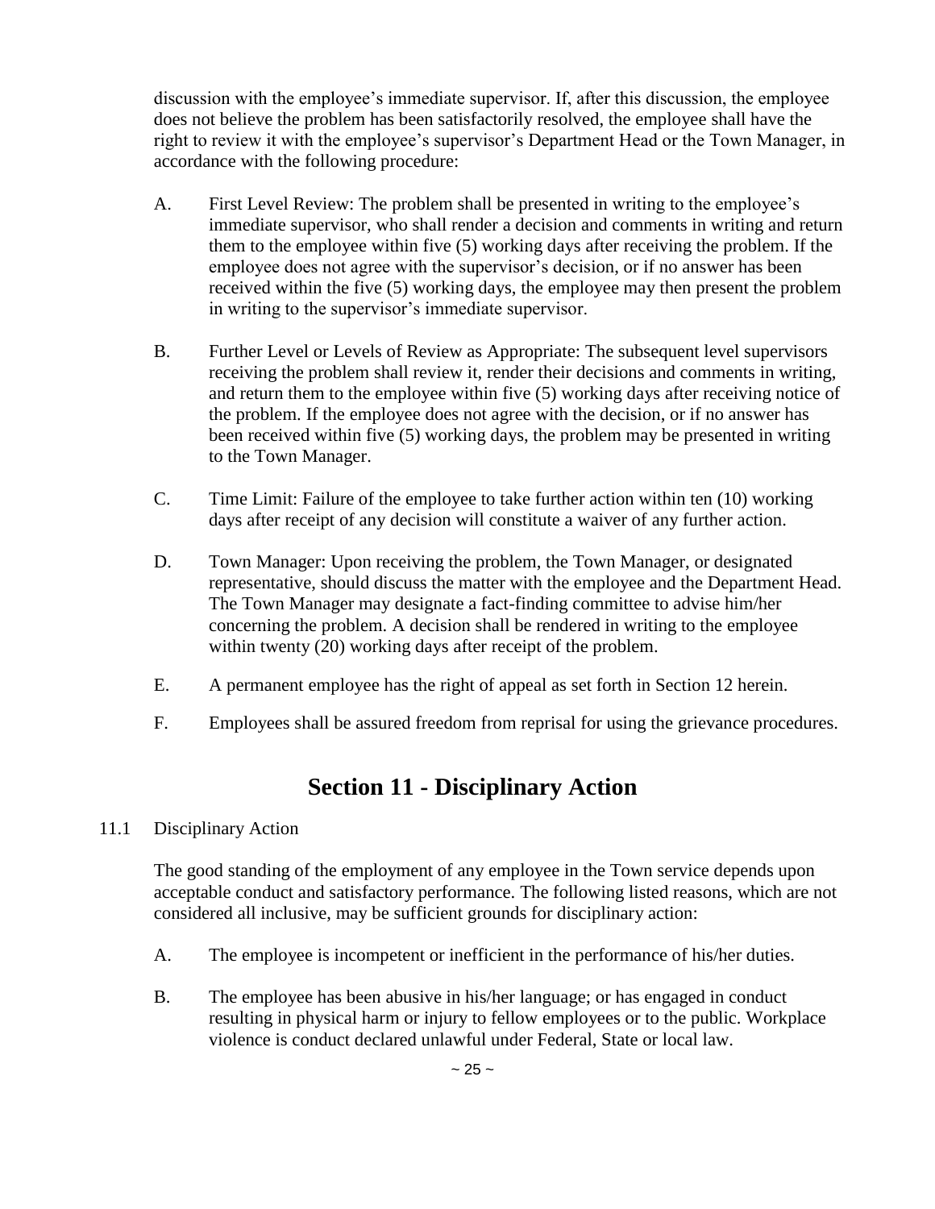discussion with the employee's immediate supervisor. If, after this discussion, the employee does not believe the problem has been satisfactorily resolved, the employee shall have the right to review it with the employee's supervisor's Department Head or the Town Manager, in accordance with the following procedure:

A. First Level Review: The problem shall be presented in writing to the employee's immediate supervisor, who shall render a decision and comments in writing and return them to the employee within five (5) working days after receiving the problem. If the employee does not agree with the supervisor's decision, or if no answer has been received within the five (5) working days, the employee may then present the problem in writing to the supervisor's immediate supervisor.

B. Further Level or Levels of Review as Appropriate: The subsequent level supervisors receiving the problem shall review it, render their decisions and comments in writing, and return them to the employee within five (5) working days after receiving notice of the problem. If the employee does not agree with the decision, or if no answer has been received within five (5) working days, the problem may be presented in writing to the Town Manager.

C. Time Limit: Failure of the employee to take further action within ten (10) working days after receipt of any decision will constitute a waiver of any further action.

D. Town Manager: Upon receiving the problem, the Town Manager, or designated representative, should discuss the matter with the employee and the Department Head. The Town Manager may designate a fact-finding committee to advise him/her concerning the problem. A decision shall be rendered in writing to the employee within twenty (20) working days after receipt of the problem.

E. A permanent employee has the right of appeal as set forth in Section 12 herein.

F. Employees shall be assured freedom from reprisal for using the grievance procedures.

# Section 11 - Disciplinary Action

11.1 Disciplinary Action

The good standing of the employment of any employee in the Town service depends upon acceptable conduct and satisfactory performance. The following listed reasons, which are not considered all inclusive, may be sufficient grounds for disciplinary action:

A. The employee is incompetent or inefficient in the performance of his/her duties.

B. The employee has been abusive in his/her language; or has engaged in conduct resulting in physical harm or injury to fellow employees or to the public. Workplace violence is conduct declared unlawful under Federal, State or local law.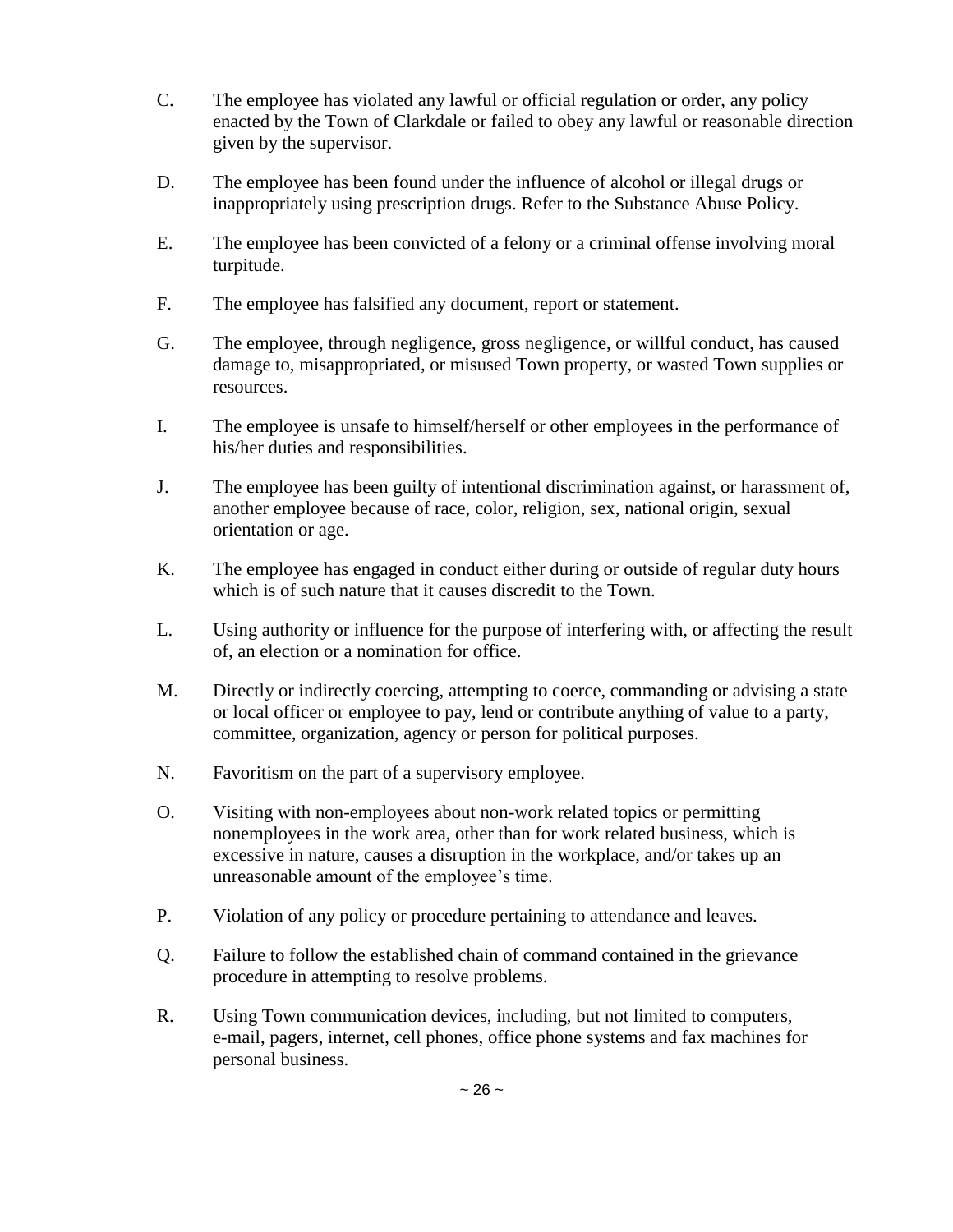C. The employee has violated any lawful or official regulation or order, any policy enacted by the Town of Clarkdale or failed to obey any lawful or reasonable direction given by the supervisor.

D. The employee has been found under the influence of alcohol or illegal drugs or inappropriately using prescription drugs. Refer to the Substance Abuse Policy.

E. The employee has been convicted of a felony or a criminal offense involving moral turpitude.

F. The employee has falsified any document, report or statement.

G. The employee, through negligence, gross negligence, or willful conduct, has caused damage to, misappropriated, or misused Town property, or wasted Town supplies or resources.

I. The employee is unsafe to himself/herself or other employees in the performance of his/her duties and responsibilities.

J. The employee has been guilty of intentional discrimination against, or harassment of, another employee because of race, color, religion, sex, national origin, sexual orientation or age.

K. The employee has engaged in conduct either during or outside of regular duty hours which is of such nature that it causes discredit to the Town.

L. Using authority or influence for the purpose of interfering with, or affecting the result of, an election or a nomination for office.

M. Directly or indirectly coercing, attempting to coerce, commanding or advising a state or local officer or employee to pay, lend or contribute anything of value to a party, committee, organization, agency or person for political purposes.

N. Favoritism on the part of a supervisory employee.

O. Visiting with non-employees about non-work related topics or permitting nonemployees in the work area, other than for work related business, which is excessive in nature, causes a disruption in the workplace, and/or takes up an unreasonable amount of the employee's time.

P. Violation of any policy or procedure pertaining to attendance and leaves.

Q. Failure to follow the established chain of command contained in the grievance procedure in attempting to resolve problems.

R. Using Town communication devices, including, but not limited to computers, e-mail, pagers, internet, cell phones, office phone systems and fax machines for personal business.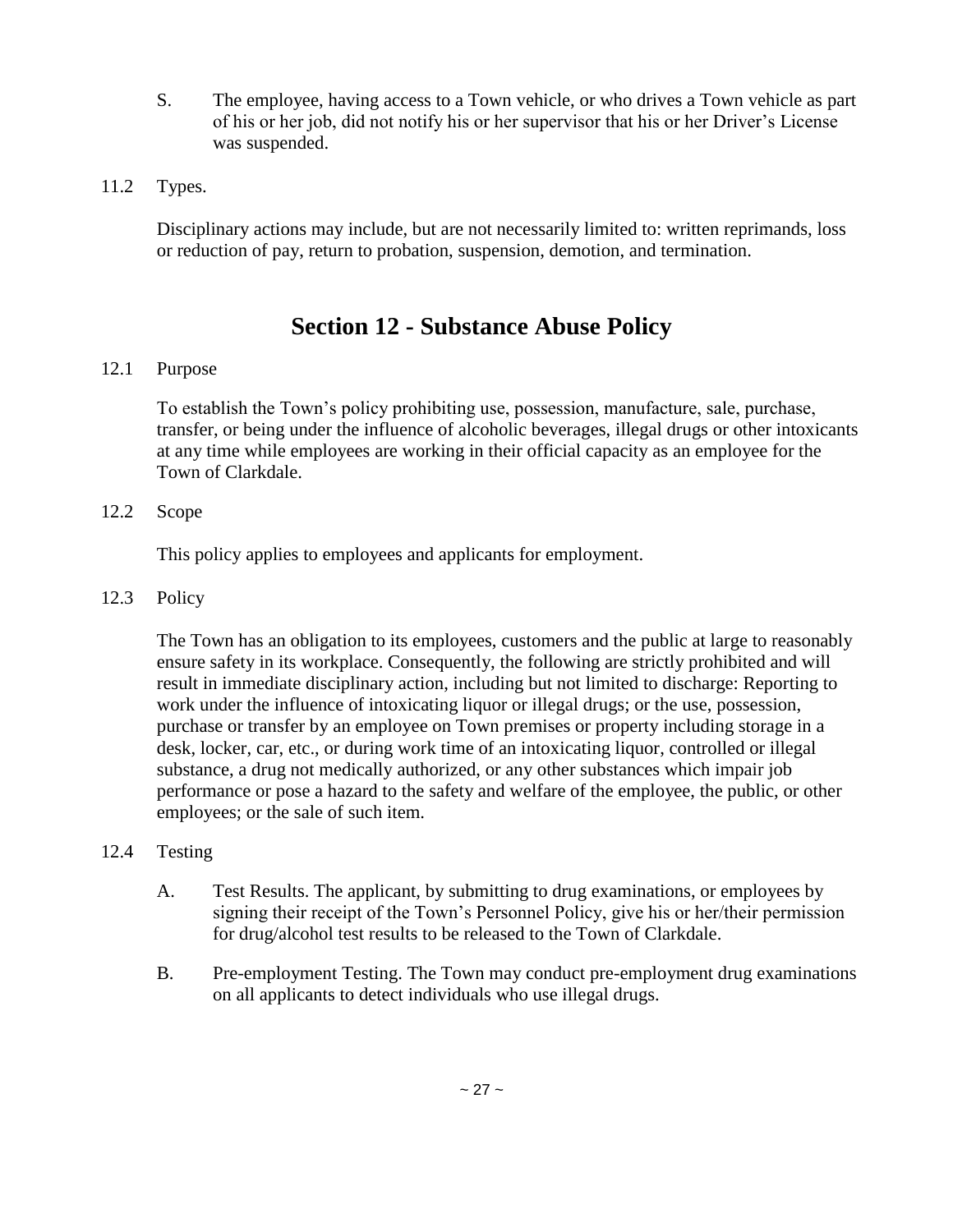S. The employee, having access to a Town vehicle, or who drives a Town vehicle as part of his or her job, did not notify his or her supervisor that his or her Driver's License was suspended.

11.2 Types.

Disciplinary actions may include, but are not necessarily limited to: written reprimands, loss or reduction of pay, return to probation, suspension, demotion, and termination.

# Section 12 - Substance Abuse Policy

12.1 Purpose

To establish the Town's policy prohibiting use, possession, manufacture, sale, purchase, transfer, or being under the influence of alcoholic beverages, illegal drugs or other intoxicants at any time while employees are working in their official capacity as an employee for the Town of Clarkdale.

12.2 Scope

This policy applies to employees and applicants for employment.

12.3 Policy

The Town has an obligation to its employees, customers and the public at large to reasonably ensure safety in its workplace. Consequently, the following are strictly prohibited and will result in immediate disciplinary action, including but not limited to discharge: Reporting to work under the influence of intoxicating liquor or illegal drugs; or the use, possession, purchase or transfer by an employee on Town premises or property including storage in a desk, locker, car, etc., or during work time of an intoxicating liquor, controlled or illegal substance, a drug not medically authorized, or any other substances which impair job performance or pose a hazard to the safety and welfare of the employee, the public, or other employees; or the sale of such item.

12.4 Testing

A. Test Results. The applicant, by submitting to drug examinations, or employees by signing their receipt of the Town's Personnel Policy, give his or her/their permission for drug/alcohol test results to be released to the Town of Clarkdale.

B. Pre-employment Testing. The Town may conduct pre-employment drug examinations on all applicants to detect individuals who use illegal drugs.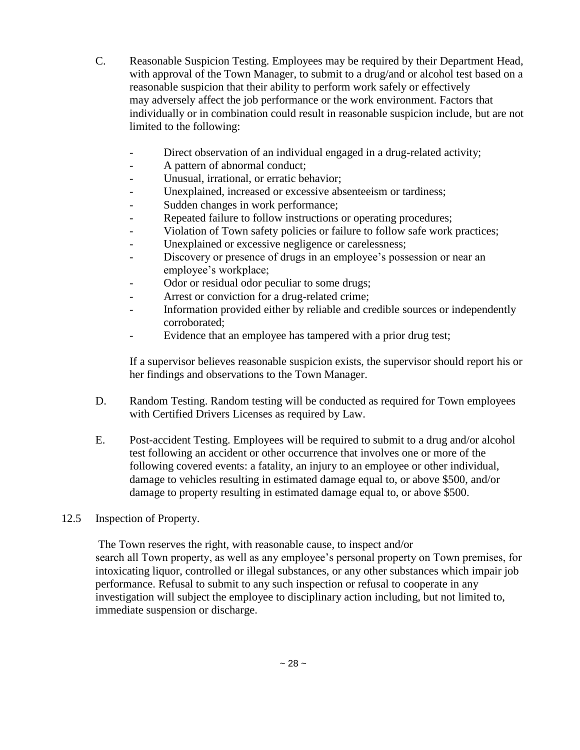C. Reasonable Suspicion Testing. Employees may be required by their Department Head, with approval of the Town Manager, to submit to a drug/and or alcohol test based on a reasonable suspicion that their ability to perform work safely or effectively may adversely affect the job performance or the work environment. Factors that individually or in combination could result in reasonable suspicion include, but are not limited to the following:

- Direct observation of an individual engaged in a drug-related activity;
- A pattern of abnormal conduct;
- Unusual, irrational, or erratic behavior;
- Unexplained, increased or excessive absenteeism or tardiness;
- Sudden changes in work performance;
- Repeated failure to follow instructions or operating procedures;
- Violation of Town safety policies or failure to follow safe work practices;
- Unexplained or excessive negligence or carelessness;
- Discovery or presence of drugs in an employee's possession or near an employee's workplace;
- Odor or residual odor peculiar to some drugs;
- Arrest or conviction for a drug-related crime;
- Information provided either by reliable and credible sources or independently corroborated;
- Evidence that an employee has tampered with a prior drug test;

If a supervisor believes reasonable suspicion exists, the supervisor should report his or her findings and observations to the Town Manager.

D. Random Testing. Random testing will be conducted as required for Town employees with Certified Drivers Licenses as required by Law.

E. Post-accident Testing. Employees will be required to submit to a drug and/or alcohol test following an accident or other occurrence that involves one or more of the following covered events: a fatality, an injury to an employee or other individual, damage to vehicles resulting in estimated damage equal to, or above $500, and/or damage to property resulting in estimated damage equal to, or above $500.

12.5 Inspection of Property.

The Town reserves the right, with reasonable cause, to inspect and/or search all Town property, as well as any employee's personal property on Town premises, for intoxicating liquor, controlled or illegal substances, or any other substances which impair job performance. Refusal to submit to any such inspection or refusal to cooperate in any investigation will subject the employee to disciplinary action including, but not limited to, immediate suspension or discharge.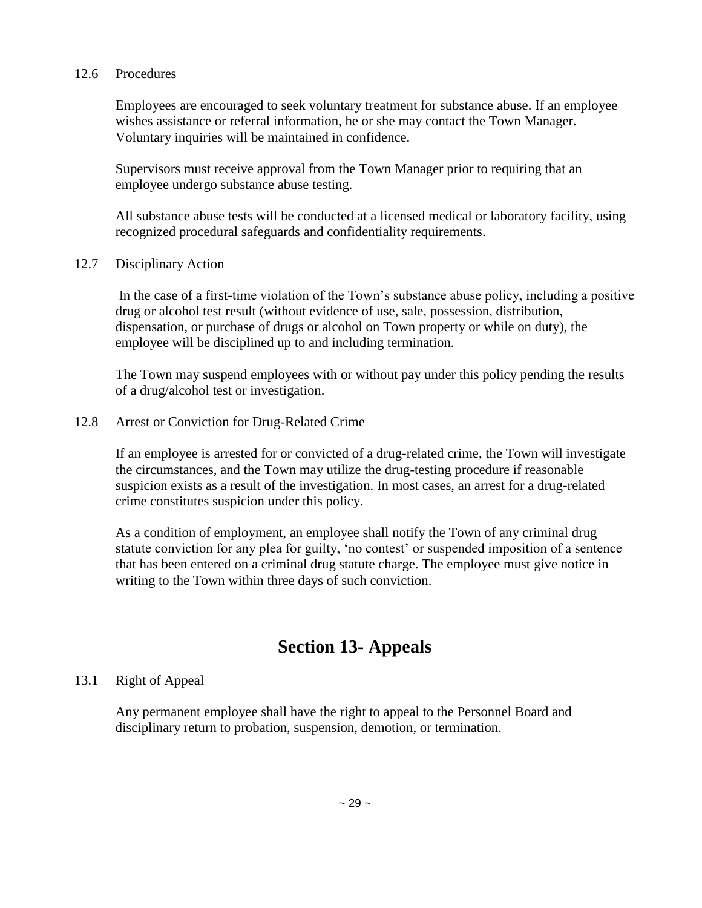12.6 Procedures

Employees are encouraged to seek voluntary treatment for substance abuse. If an employee wishes assistance or referral information, he or she may contact the Town Manager. Voluntary inquiries will be maintained in confidence.

Supervisors must receive approval from the Town Manager prior to requiring that an employee undergo substance abuse testing.

All substance abuse tests will be conducted at a licensed medical or laboratory facility, using recognized procedural safeguards and confidentiality requirements.

12.7 Disciplinary Action

In the case of a first-time violation of the Town's substance abuse policy, including a positive drug or alcohol test result (without evidence of use, sale, possession, distribution, dispensation, or purchase of drugs or alcohol on Town property or while on duty), the employee will be disciplined up to and including termination.

The Town may suspend employees with or without pay under this policy pending the results of a drug/alcohol test or investigation.

12.8 Arrest or Conviction for Drug-Related Crime

If an employee is arrested for or convicted of a drug-related crime, the Town will investigate the circumstances, and the Town may utilize the drug-testing procedure if reasonable suspicion exists as a result of the investigation. In most cases, an arrest for a drug-related crime constitutes suspicion under this policy.

As a condition of employment, an employee shall notify the Town of any criminal drug statute conviction for any plea for guilty, 'no contest' or suspended imposition of a sentence that has been entered on a criminal drug statute charge. The employee must give notice in writing to the Town within three days of such conviction.

# Section 13- Appeals

13.1 Right of Appeal

Any permanent employee shall have the right to appeal to the Personnel Board and disciplinary return to probation, suspension, demotion, or termination.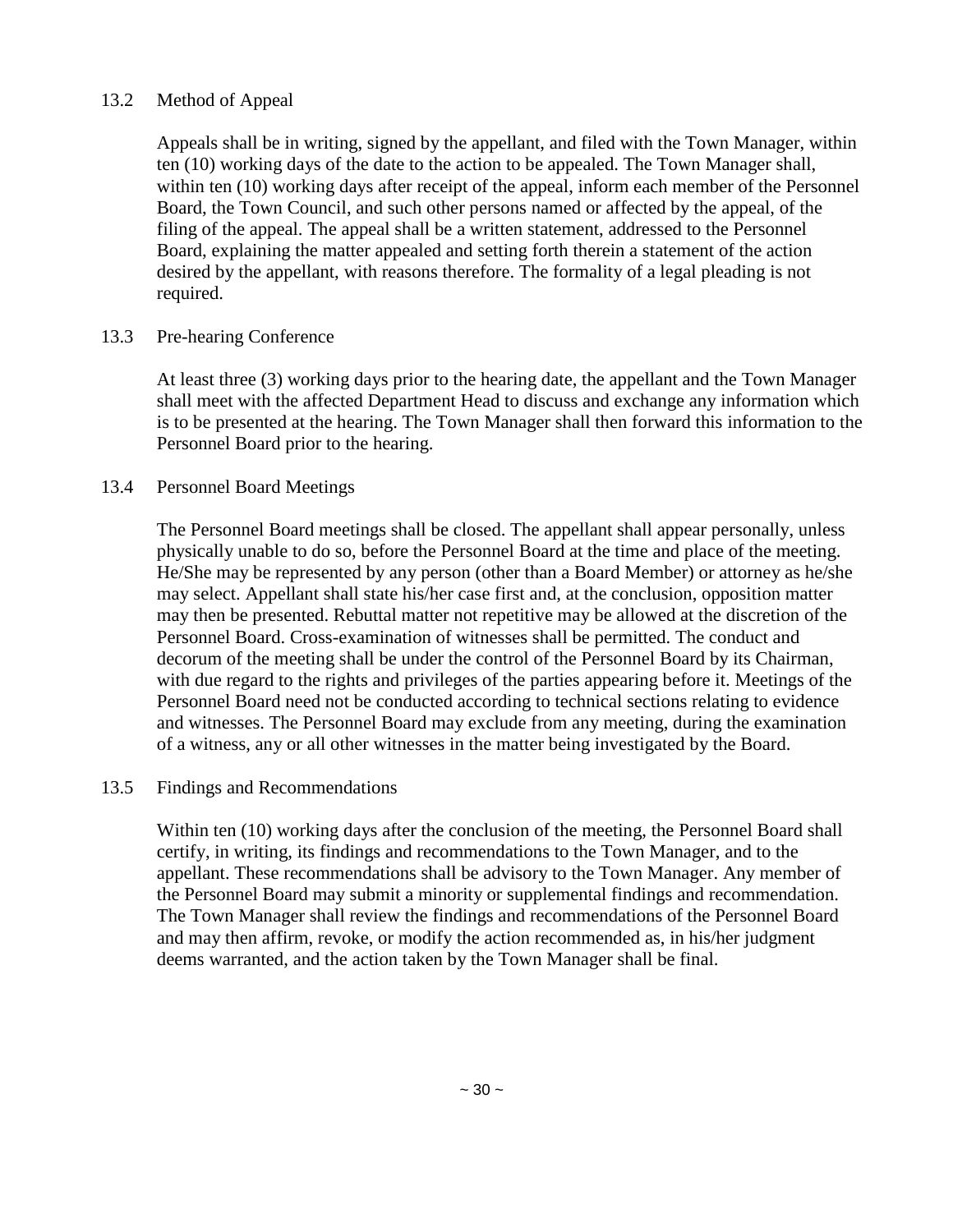### 13.2 Method of Appeal

Appeals shall be in writing, signed by the appellant, and filed with the Town Manager, within ten (10) working days of the date to the action to be appealed. The Town Manager shall, within ten (10) working days after receipt of the appeal, inform each member of the Personnel Board, the Town Council, and such other persons named or affected by the appeal, of the filing of the appeal. The appeal shall be a written statement, addressed to the Personnel Board, explaining the matter appealed and setting forth therein a statement of the action desired by the appellant, with reasons therefore. The formality of a legal pleading is not required.

### 13.3 Pre-hearing Conference

At least three (3) working days prior to the hearing date, the appellant and the Town Manager shall meet with the affected Department Head to discuss and exchange any information which is to be presented at the hearing. The Town Manager shall then forward this information to the Personnel Board prior to the hearing.

### 13.4 Personnel Board Meetings

The Personnel Board meetings shall be closed. The appellant shall appear personally, unless physically unable to do so, before the Personnel Board at the time and place of the meeting. He/She may be represented by any person (other than a Board Member) or attorney as he/she may select. Appellant shall state his/her case first and, at the conclusion, opposition matter may then be presented. Rebuttal matter not repetitive may be allowed at the discretion of the Personnel Board. Cross-examination of witnesses shall be permitted. The conduct and decorum of the meeting shall be under the control of the Personnel Board by its Chairman, with due regard to the rights and privileges of the parties appearing before it. Meetings of the Personnel Board need not be conducted according to technical sections relating to evidence and witnesses. The Personnel Board may exclude from any meeting, during the examination of a witness, any or all other witnesses in the matter being investigated by the Board.

### 13.5 Findings and Recommendations

Within ten (10) working days after the conclusion of the meeting, the Personnel Board shall certify, in writing, its findings and recommendations to the Town Manager, and to the appellant. These recommendations shall be advisory to the Town Manager. Any member of the Personnel Board may submit a minority or supplemental findings and recommendation. The Town Manager shall review the findings and recommendations of the Personnel Board and may then affirm, revoke, or modify the action recommended as, in his/her judgment deems warranted, and the action taken by the Town Manager shall be final.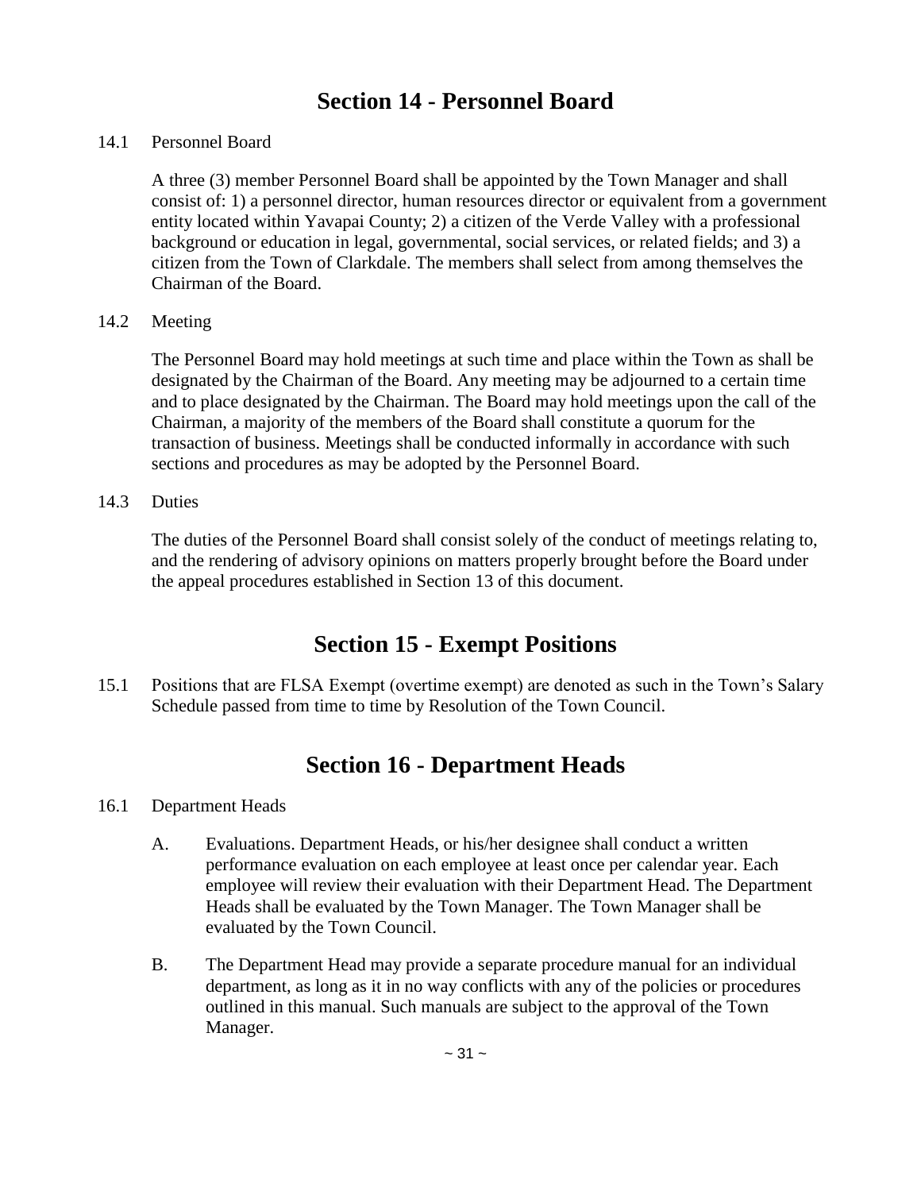## Section 14 - Personnel Board

14.1 Personnel Board

A three (3) member Personnel Board shall be appointed by the Town Manager and shall consist of: 1) a personnel director, human resources director or equivalent from a government entity located within Yavapai County; 2) a citizen of the Verde Valley with a professional background or education in legal, governmental, social services, or related fields; and 3) a citizen from the Town of Clarkdale. The members shall select from among themselves the Chairman of the Board.

14.2 Meeting

The Personnel Board may hold meetings at such time and place within the Town as shall be designated by the Chairman of the Board. Any meeting may be adjourned to a certain time and to place designated by the Chairman. The Board may hold meetings upon the call of the Chairman, a majority of the members of the Board shall constitute a quorum for the transaction of business. Meetings shall be conducted informally in accordance with such sections and procedures as may be adopted by the Personnel Board.

14.3 Duties

The duties of the Personnel Board shall consist solely of the conduct of meetings relating to, and the rendering of advisory opinions on matters properly brought before the Board under the appeal procedures established in Section 13 of this document.

## Section 15 - Exempt Positions

15.1 Positions that are FLSA Exempt (overtime exempt) are denoted as such in the Town's Salary Schedule passed from time to time by Resolution of the Town Council.

## Section 16 - Department Heads

16.1 Department Heads

A. Evaluations. Department Heads, or his/her designee shall conduct a written performance evaluation on each employee at least once per calendar year. Each employee will review their evaluation with their Department Head. The Department Heads shall be evaluated by the Town Manager. The Town Manager shall be evaluated by the Town Council.

B. The Department Head may provide a separate procedure manual for an individual department, as long as it in no way conflicts with any of the policies or procedures outlined in this manual. Such manuals are subject to the approval of the Town Manager.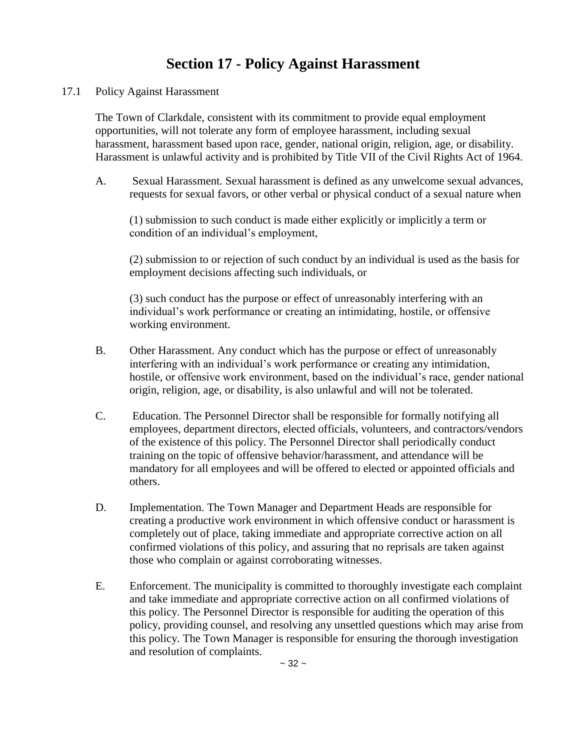# Section 17 - Policy Against Harassment

17.1 Policy Against Harassment

The Town of Clarkdale, consistent with its commitment to provide equal employment opportunities, will not tolerate any form of employee harassment, including sexual harassment, harassment based upon race, gender, national origin, religion, age, or disability. Harassment is unlawful activity and is prohibited by Title VII of the Civil Rights Act of 1964.

A. Sexual Harassment. Sexual harassment is defined as any unwelcome sexual advances, requests for sexual favors, or other verbal or physical conduct of a sexual nature when

(1) submission to such conduct is made either explicitly or implicitly a term or condition of an individual's employment,

(2) submission to or rejection of such conduct by an individual is used as the basis for employment decisions affecting such individuals, or

(3) such conduct has the purpose or effect of unreasonably interfering with an individual's work performance or creating an intimidating, hostile, or offensive working environment.

B. Other Harassment. Any conduct which has the purpose or effect of unreasonably interfering with an individual's work performance or creating any intimidation, hostile, or offensive work environment, based on the individual's race, gender national origin, religion, age, or disability, is also unlawful and will not be tolerated.

C. Education. The Personnel Director shall be responsible for formally notifying all employees, department directors, elected officials, volunteers, and contractors/vendors of the existence of this policy. The Personnel Director shall periodically conduct training on the topic of offensive behavior/harassment, and attendance will be mandatory for all employees and will be offered to elected or appointed officials and others.

D. Implementation. The Town Manager and Department Heads are responsible for creating a productive work environment in which offensive conduct or harassment is completely out of place, taking immediate and appropriate corrective action on all confirmed violations of this policy, and assuring that no reprisals are taken against those who complain or against corroborating witnesses.

E. Enforcement. The municipality is committed to thoroughly investigate each complaint and take immediate and appropriate corrective action on all confirmed violations of this policy. The Personnel Director is responsible for auditing the operation of this policy, providing counsel, and resolving any unsettled questions which may arise from this policy. The Town Manager is responsible for ensuring the thorough investigation and resolution of complaints.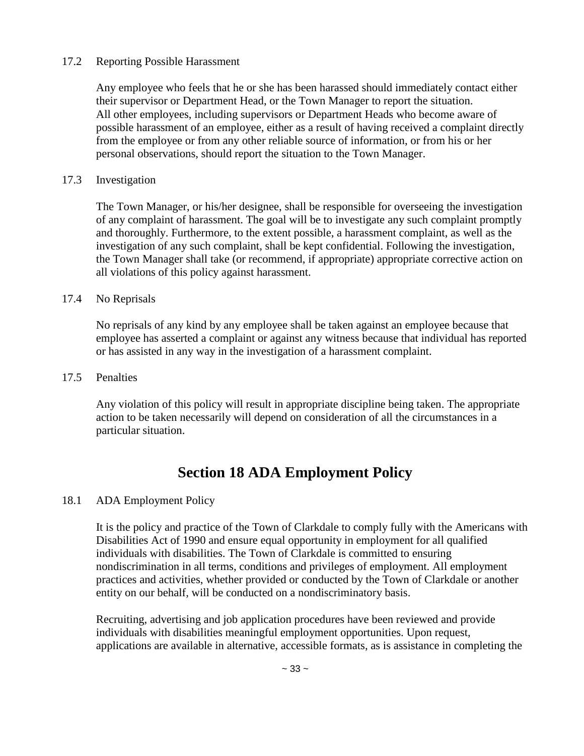### 17.2 Reporting Possible Harassment

Any employee who feels that he or she has been harassed should immediately contact either their supervisor or Department Head, or the Town Manager to report the situation. All other employees, including supervisors or Department Heads who become aware of possible harassment of an employee, either as a result of having received a complaint directly from the employee or from any other reliable source of information, or from his or her personal observations, should report the situation to the Town Manager.

### 17.3 Investigation

The Town Manager, or his/her designee, shall be responsible for overseeing the investigation of any complaint of harassment. The goal will be to investigate any such complaint promptly and thoroughly. Furthermore, to the extent possible, a harassment complaint, as well as the investigation of any such complaint, shall be kept confidential. Following the investigation, the Town Manager shall take (or recommend, if appropriate) appropriate corrective action on all violations of this policy against harassment.

### 17.4 No Reprisals

No reprisals of any kind by any employee shall be taken against an employee because that employee has asserted a complaint or against any witness because that individual has reported or has assisted in any way in the investigation of a harassment complaint.

### 17.5 Penalties

Any violation of this policy will result in appropriate discipline being taken. The appropriate action to be taken necessarily will depend on consideration of all the circumstances in a particular situation.

## Section 18 ADA Employment Policy

### 18.1 ADA Employment Policy

It is the policy and practice of the Town of Clarkdale to comply fully with the Americans with Disabilities Act of 1990 and ensure equal opportunity in employment for all qualified individuals with disabilities. The Town of Clarkdale is committed to ensuring nondiscrimination in all terms, conditions and privileges of employment. All employment practices and activities, whether provided or conducted by the Town of Clarkdale or another entity on our behalf, will be conducted on a nondiscriminatory basis.

Recruiting, advertising and job application procedures have been reviewed and provide individuals with disabilities meaningful employment opportunities. Upon request, applications are available in alternative, accessible formats, as is assistance in completing the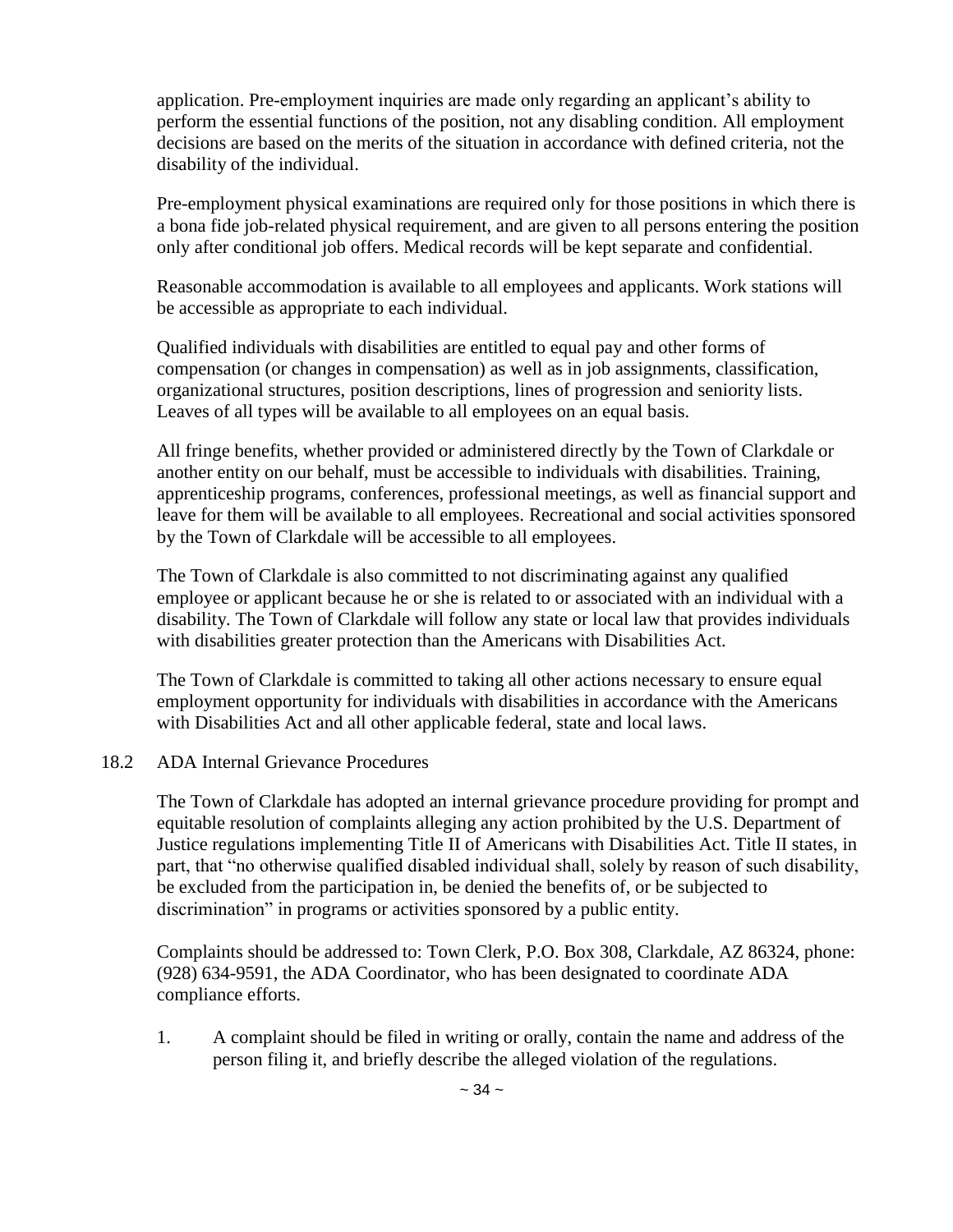application. Pre-employment inquiries are made only regarding an applicant's ability to perform the essential functions of the position, not any disabling condition. All employment decisions are based on the merits of the situation in accordance with defined criteria, not the disability of the individual.

Pre-employment physical examinations are required only for those positions in which there is a bona fide job-related physical requirement, and are given to all persons entering the position only after conditional job offers. Medical records will be kept separate and confidential.

Reasonable accommodation is available to all employees and applicants. Work stations will be accessible as appropriate to each individual.

Qualified individuals with disabilities are entitled to equal pay and other forms of compensation (or changes in compensation) as well as in job assignments, classification, organizational structures, position descriptions, lines of progression and seniority lists. Leaves of all types will be available to all employees on an equal basis.

All fringe benefits, whether provided or administered directly by the Town of Clarkdale or another entity on our behalf, must be accessible to individuals with disabilities. Training, apprenticeship programs, conferences, professional meetings, as well as financial support and leave for them will be available to all employees. Recreational and social activities sponsored by the Town of Clarkdale will be accessible to all employees.

The Town of Clarkdale is also committed to not discriminating against any qualified employee or applicant because he or she is related to or associated with an individual with a disability. The Town of Clarkdale will follow any state or local law that provides individuals with disabilities greater protection than the Americans with Disabilities Act.

The Town of Clarkdale is committed to taking all other actions necessary to ensure equal employment opportunity for individuals with disabilities in accordance with the Americans with Disabilities Act and all other applicable federal, state and local laws.

### 18.2 ADA Internal Grievance Procedures

The Town of Clarkdale has adopted an internal grievance procedure providing for prompt and equitable resolution of complaints alleging any action prohibited by the U.S. Department of Justice regulations implementing Title II of Americans with Disabilities Act. Title II states, in part, that "no otherwise qualified disabled individual shall, solely by reason of such disability, be excluded from the participation in, be denied the benefits of, or be subjected to discrimination" in programs or activities sponsored by a public entity.

Complaints should be addressed to: Town Clerk, P.O. Box 308, Clarkdale, AZ 86324, phone: (928) 634-9591, the ADA Coordinator, who has been designated to coordinate ADA compliance efforts.

1. A complaint should be filed in writing or orally, contain the name and address of the person filing it, and briefly describe the alleged violation of the regulations.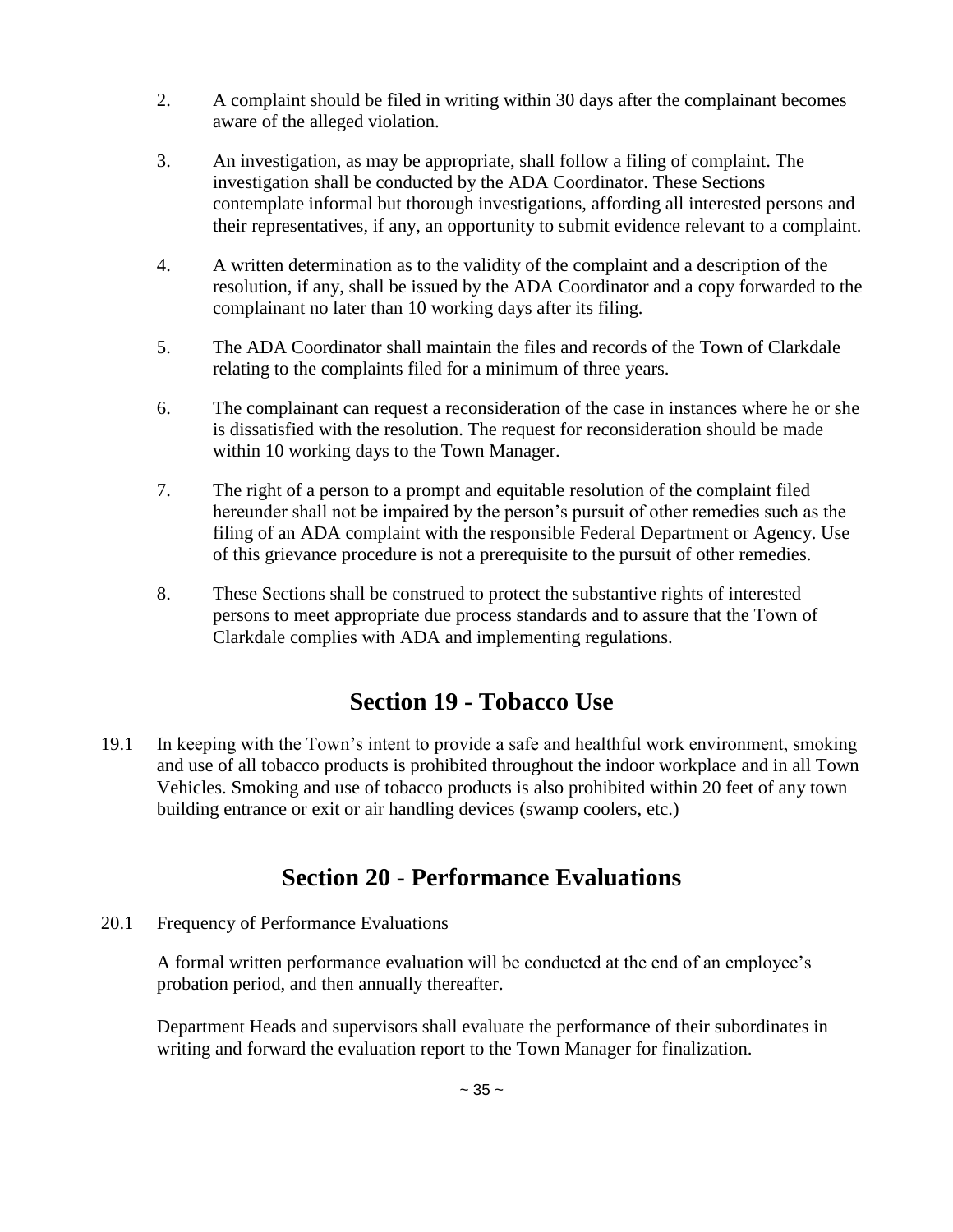2. A complaint should be filed in writing within 30 days after the complainant becomes aware of the alleged violation.

3. An investigation, as may be appropriate, shall follow a filing of complaint. The investigation shall be conducted by the ADA Coordinator. These Sections contemplate informal but thorough investigations, affording all interested persons and their representatives, if any, an opportunity to submit evidence relevant to a complaint.

4. A written determination as to the validity of the complaint and a description of the resolution, if any, shall be issued by the ADA Coordinator and a copy forwarded to the complainant no later than 10 working days after its filing.

5. The ADA Coordinator shall maintain the files and records of the Town of Clarkdale relating to the complaints filed for a minimum of three years.

6. The complainant can request a reconsideration of the case in instances where he or she is dissatisfied with the resolution. The request for reconsideration should be made within 10 working days to the Town Manager.

7. The right of a person to a prompt and equitable resolution of the complaint filed hereunder shall not be impaired by the person's pursuit of other remedies such as the filing of an ADA complaint with the responsible Federal Department or Agency. Use of this grievance procedure is not a prerequisite to the pursuit of other remedies.

8. These Sections shall be construed to protect the substantive rights of interested persons to meet appropriate due process standards and to assure that the Town of Clarkdale complies with ADA and implementing regulations.

## Section 19 - Tobacco Use

19.1 In keeping with the Town's intent to provide a safe and healthful work environment, smoking and use of all tobacco products is prohibited throughout the indoor workplace and in all Town Vehicles. Smoking and use of tobacco products is also prohibited within 20 feet of any town building entrance or exit or air handling devices (swamp coolers, etc.)

## Section 20 - Performance Evaluations

20.1 Frequency of Performance Evaluations

A formal written performance evaluation will be conducted at the end of an employee's probation period, and then annually thereafter.

Department Heads and supervisors shall evaluate the performance of their subordinates in writing and forward the evaluation report to the Town Manager for finalization.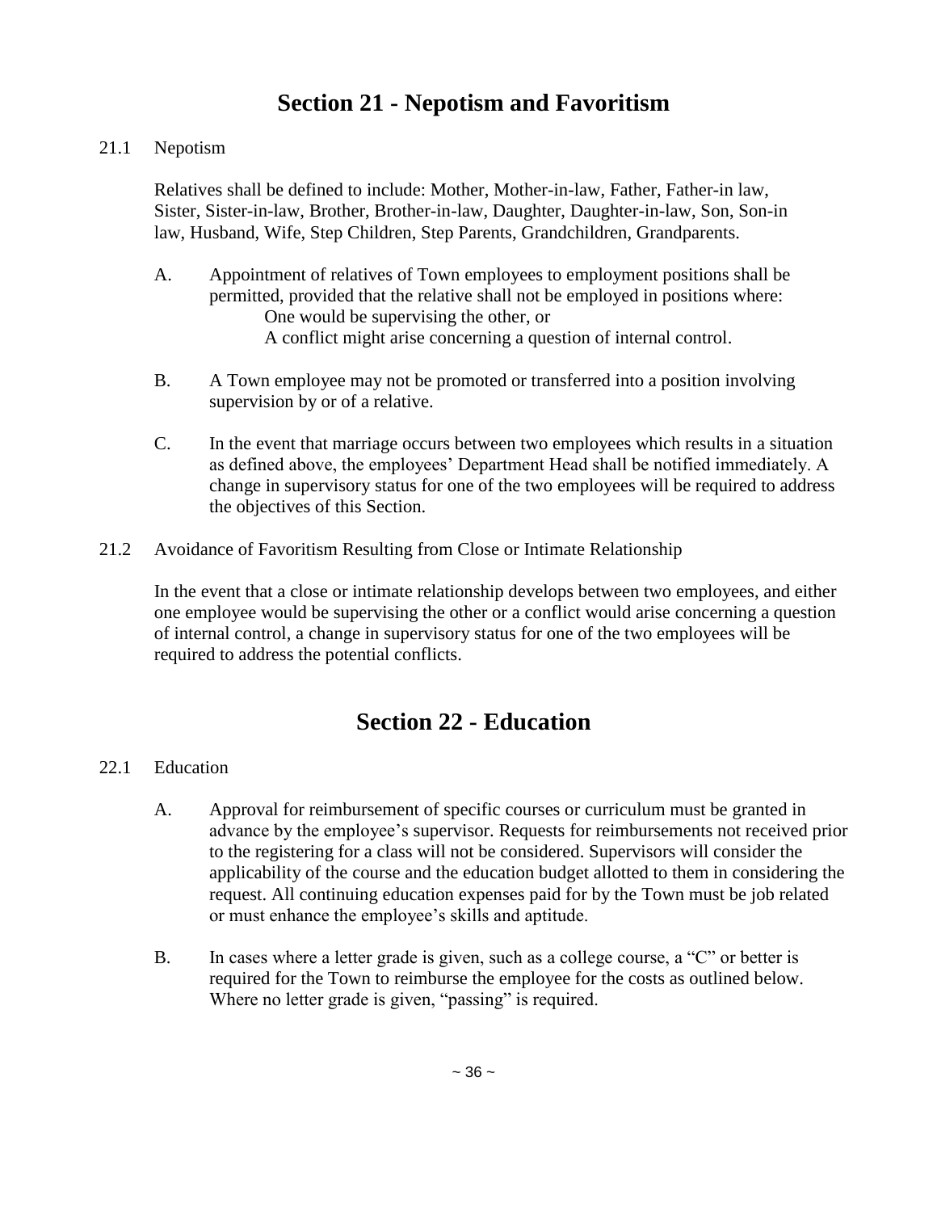# Section 21 - Nepotism and Favoritism

21.1 Nepotism

Relatives shall be defined to include: Mother, Mother-in-law, Father, Father-in law, Sister, Sister-in-law, Brother, Brother-in-law, Daughter, Daughter-in-law, Son, Son-in law, Husband, Wife, Step Children, Step Parents, Grandchildren, Grandparents.

A. Appointment of relatives of Town employees to employment positions shall be permitted, provided that the relative shall not be employed in positions where:
   One would be supervising the other, or
   A conflict might arise concerning a question of internal control.

B. A Town employee may not be promoted or transferred into a position involving supervision by or of a relative.

C. In the event that marriage occurs between two employees which results in a situation as defined above, the employees' Department Head shall be notified immediately. A change in supervisory status for one of the two employees will be required to address the objectives of this Section.

21.2 Avoidance of Favoritism Resulting from Close or Intimate Relationship

In the event that a close or intimate relationship develops between two employees, and either one employee would be supervising the other or a conflict would arise concerning a question of internal control, a change in supervisory status for one of the two employees will be required to address the potential conflicts.

# Section 22 - Education

22.1 Education

A. Approval for reimbursement of specific courses or curriculum must be granted in advance by the employee's supervisor. Requests for reimbursements not received prior to the registering for a class will not be considered. Supervisors will consider the applicability of the course and the education budget allotted to them in considering the request. All continuing education expenses paid for by the Town must be job related or must enhance the employee's skills and aptitude.

B. In cases where a letter grade is given, such as a college course, a "C" or better is required for the Town to reimburse the employee for the costs as outlined below. Where no letter grade is given, "passing" is required.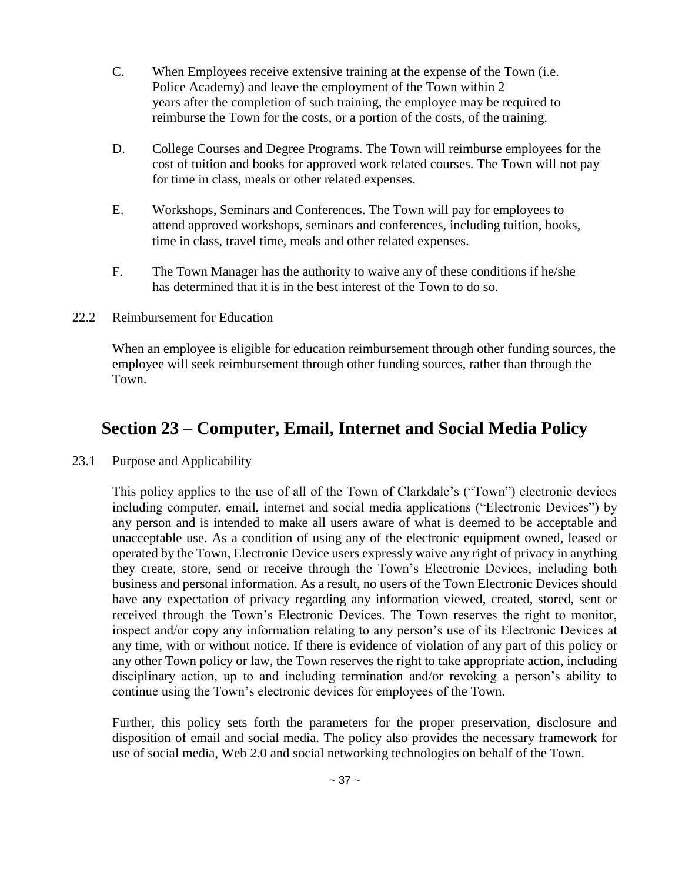C. When Employees receive extensive training at the expense of the Town (i.e. Police Academy) and leave the employment of the Town within 2 years after the completion of such training, the employee may be required to reimburse the Town for the costs, or a portion of the costs, of the training.

D. College Courses and Degree Programs. The Town will reimburse employees for the cost of tuition and books for approved work related courses. The Town will not pay for time in class, meals or other related expenses.

E. Workshops, Seminars and Conferences. The Town will pay for employees to attend approved workshops, seminars and conferences, including tuition, books, time in class, travel time, meals and other related expenses.

F. The Town Manager has the authority to waive any of these conditions if he/she has determined that it is in the best interest of the Town to do so.

22.2 Reimbursement for Education

When an employee is eligible for education reimbursement through other funding sources, the employee will seek reimbursement through other funding sources, rather than through the Town.

## Section 23 – Computer, Email, Internet and Social Media Policy

23.1 Purpose and Applicability

This policy applies to the use of all of the Town of Clarkdale's ("Town") electronic devices including computer, email, internet and social media applications ("Electronic Devices") by any person and is intended to make all users aware of what is deemed to be acceptable and unacceptable use. As a condition of using any of the electronic equipment owned, leased or operated by the Town, Electronic Device users expressly waive any right of privacy in anything they create, store, send or receive through the Town's Electronic Devices, including both business and personal information. As a result, no users of the Town Electronic Devices should have any expectation of privacy regarding any information viewed, created, stored, sent or received through the Town's Electronic Devices. The Town reserves the right to monitor, inspect and/or copy any information relating to any person's use of its Electronic Devices at any time, with or without notice. If there is evidence of violation of any part of this policy or any other Town policy or law, the Town reserves the right to take appropriate action, including disciplinary action, up to and including termination and/or revoking a person's ability to continue using the Town's electronic devices for employees of the Town.

Further, this policy sets forth the parameters for the proper preservation, disclosure and disposition of email and social media. The policy also provides the necessary framework for use of social media, Web 2.0 and social networking technologies on behalf of the Town.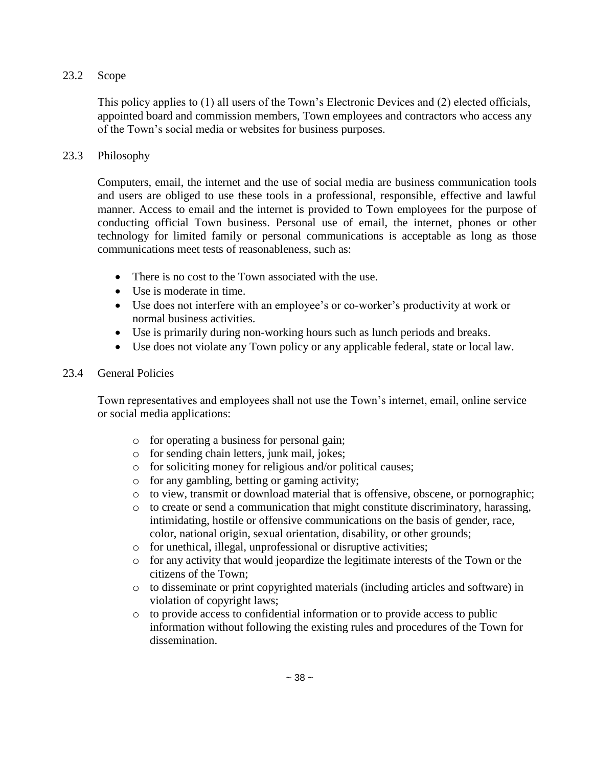### 23.2 Scope

This policy applies to (1) all users of the Town's Electronic Devices and (2) elected officials, appointed board and commission members, Town employees and contractors who access any of the Town's social media or websites for business purposes.

### 23.3 Philosophy

Computers, email, the internet and the use of social media are business communication tools and users are obliged to use these tools in a professional, responsible, effective and lawful manner. Access to email and the internet is provided to Town employees for the purpose of conducting official Town business. Personal use of email, the internet, phones or other technology for limited family or personal communications is acceptable as long as those communications meet tests of reasonableness, such as:

- There is no cost to the Town associated with the use.
- Use is moderate in time.
- Use does not interfere with an employee's or co-worker's productivity at work or normal business activities.
- Use is primarily during non-working hours such as lunch periods and breaks.
- Use does not violate any Town policy or any applicable federal, state or local law.

### 23.4 General Policies

Town representatives and employees shall not use the Town's internet, email, online service or social media applications:

- for operating a business for personal gain;
- for sending chain letters, junk mail, jokes;
- for soliciting money for religious and/or political causes;
- for any gambling, betting or gaming activity;
- to view, transmit or download material that is offensive, obscene, or pornographic;
- to create or send a communication that might constitute discriminatory, harassing, intimidating, hostile or offensive communications on the basis of gender, race, color, national origin, sexual orientation, disability, or other grounds;
- for unethical, illegal, unprofessional or disruptive activities;
- for any activity that would jeopardize the legitimate interests of the Town or the citizens of the Town;
- to disseminate or print copyrighted materials (including articles and software) in violation of copyright laws;
- to provide access to confidential information or to provide access to public information without following the existing rules and procedures of the Town for dissemination.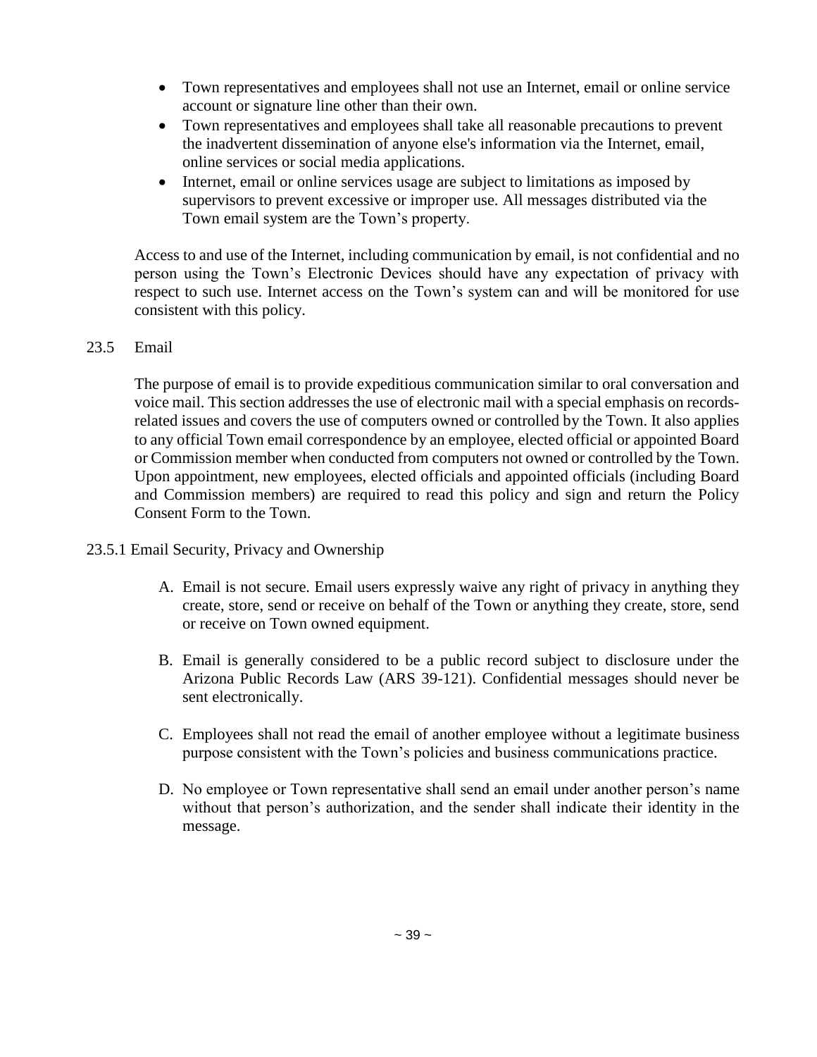- Town representatives and employees shall not use an Internet, email or online service account or signature line other than their own.
- Town representatives and employees shall take all reasonable precautions to prevent the inadvertent dissemination of anyone else's information via the Internet, email, online services or social media applications.
- Internet, email or online services usage are subject to limitations as imposed by supervisors to prevent excessive or improper use. All messages distributed via the Town email system are the Town's property.

Access to and use of the Internet, including communication by email, is not confidential and no person using the Town's Electronic Devices should have any expectation of privacy with respect to such use. Internet access on the Town's system can and will be monitored for use consistent with this policy.

## 23.5 Email

The purpose of email is to provide expeditious communication similar to oral conversation and voice mail. This section addresses the use of electronic mail with a special emphasis on records-related issues and covers the use of computers owned or controlled by the Town. It also applies to any official Town email correspondence by an employee, elected official or appointed Board or Commission member when conducted from computers not owned or controlled by the Town. Upon appointment, new employees, elected officials and appointed officials (including Board and Commission members) are required to read this policy and sign and return the Policy Consent Form to the Town.

### 23.5.1 Email Security, Privacy and Ownership

A. Email is not secure. Email users expressly waive any right of privacy in anything they create, store, send or receive on behalf of the Town or anything they create, store, send or receive on Town owned equipment.

B. Email is generally considered to be a public record subject to disclosure under the Arizona Public Records Law (ARS 39-121). Confidential messages should never be sent electronically.

C. Employees shall not read the email of another employee without a legitimate business purpose consistent with the Town's policies and business communications practice.

D. No employee or Town representative shall send an email under another person's name without that person's authorization, and the sender shall indicate their identity in the message.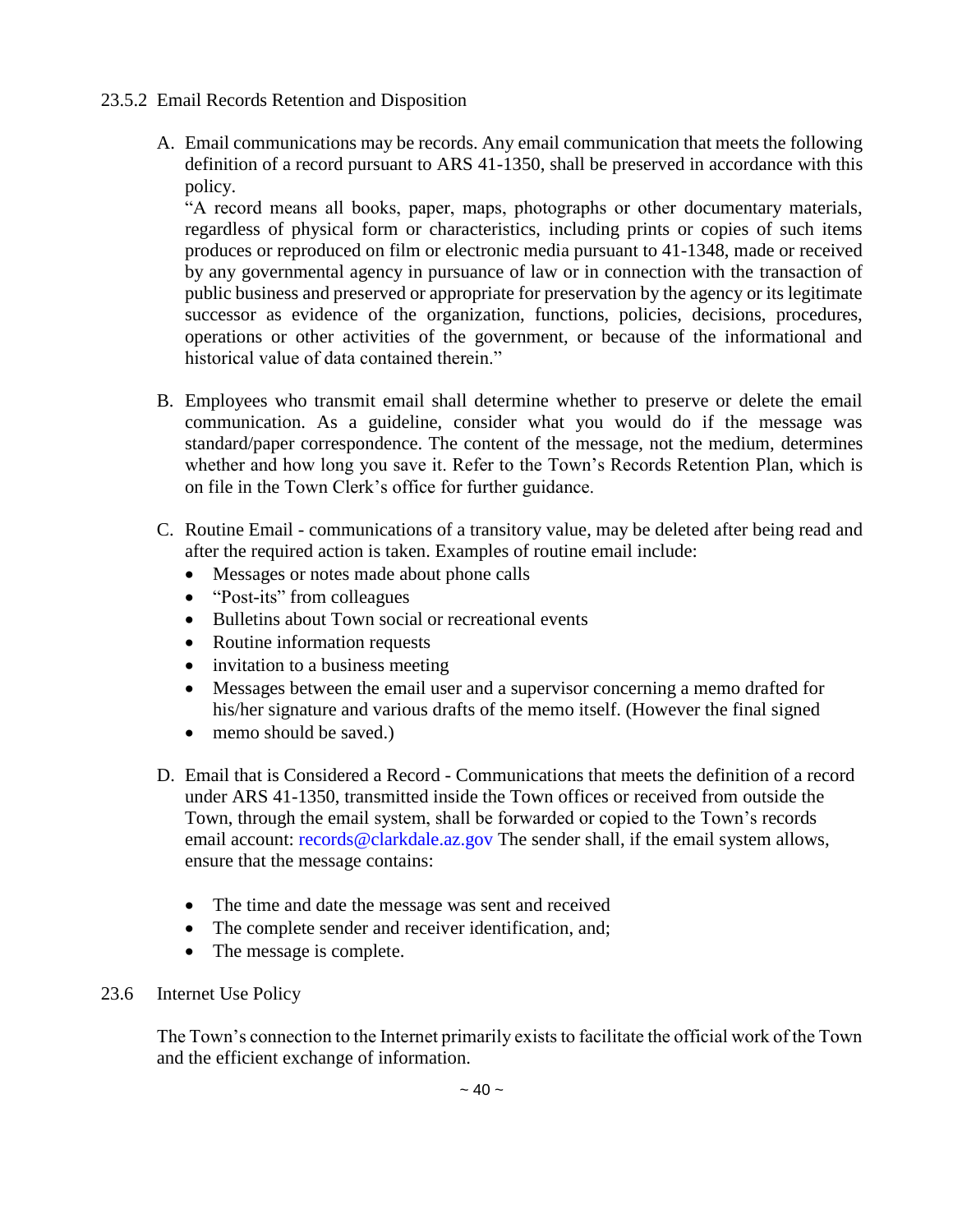### 23.5.2 Email Records Retention and Disposition

A. Email communications may be records. Any email communication that meets the following definition of a record pursuant to ARS 41-1350, shall be preserved in accordance with this policy.
   "A record means all books, paper, maps, photographs or other documentary materials, regardless of physical form or characteristics, including prints or copies of such items produces or reproduced on film or electronic media pursuant to 41-1348, made or received by any governmental agency in pursuance of law or in connection with the transaction of public business and preserved or appropriate for preservation by the agency or its legitimate successor as evidence of the organization, functions, policies, decisions, procedures, operations or other activities of the government, or because of the informational and historical value of data contained therein."

B. Employees who transmit email shall determine whether to preserve or delete the email communication. As a guideline, consider what you would do if the message was standard/paper correspondence. The content of the message, not the medium, determines whether and how long you save it. Refer to the Town's Records Retention Plan, which is on file in the Town Clerk's office for further guidance.

C. Routine Email - communications of a transitory value, may be deleted after being read and after the required action is taken. Examples of routine email include:
   - Messages or notes made about phone calls
   - "Post-its" from colleagues
   - Bulletins about Town social or recreational events
   - Routine information requests
   - invitation to a business meeting
   - Messages between the email user and a supervisor concerning a memo drafted for his/her signature and various drafts of the memo itself. (However the final signed
   - memo should be saved.)

D. Email that is Considered a Record - Communications that meets the definition of a record under ARS 41-1350, transmitted inside the Town offices or received from outside the Town, through the email system, shall be forwarded or copied to the Town's records email account: records@clarkdale.az.gov The sender shall, if the email system allows, ensure that the message contains:

   - The time and date the message was sent and received
   - The complete sender and receiver identification, and;
   - The message is complete.

## 23.6 Internet Use Policy

The Town's connection to the Internet primarily exists to facilitate the official work of the Town and the efficient exchange of information.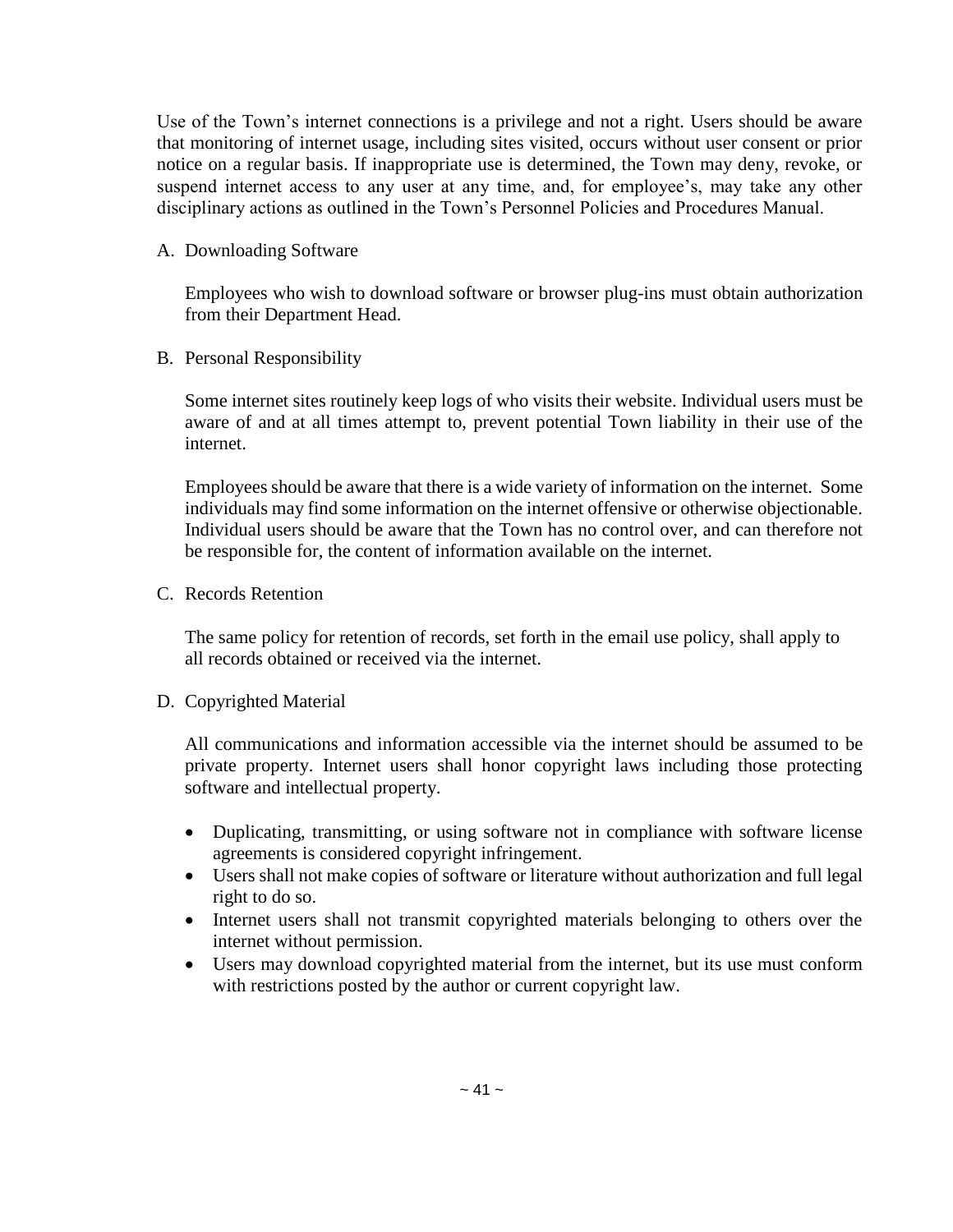Use of the Town's internet connections is a privilege and not a right. Users should be aware that monitoring of internet usage, including sites visited, occurs without user consent or prior notice on a regular basis. If inappropriate use is determined, the Town may deny, revoke, or suspend internet access to any user at any time, and, for employee's, may take any other disciplinary actions as outlined in the Town's Personnel Policies and Procedures Manual.

A. Downloading Software

   Employees who wish to download software or browser plug-ins must obtain authorization from their Department Head.

B. Personal Responsibility

   Some internet sites routinely keep logs of who visits their website. Individual users must be aware of and at all times attempt to, prevent potential Town liability in their use of the internet.

   Employees should be aware that there is a wide variety of information on the internet. Some individuals may find some information on the internet offensive or otherwise objectionable. Individual users should be aware that the Town has no control over, and can therefore not be responsible for, the content of information available on the internet.

C. Records Retention

   The same policy for retention of records, set forth in the email use policy, shall apply to all records obtained or received via the internet.

D. Copyrighted Material

   All communications and information accessible via the internet should be assumed to be private property. Internet users shall honor copyright laws including those protecting software and intellectual property.

   - Duplicating, transmitting, or using software not in compliance with software license agreements is considered copyright infringement.
   - Users shall not make copies of software or literature without authorization and full legal right to do so.
   - Internet users shall not transmit copyrighted materials belonging to others over the internet without permission.
   - Users may download copyrighted material from the internet, but its use must conform with restrictions posted by the author or current copyright law.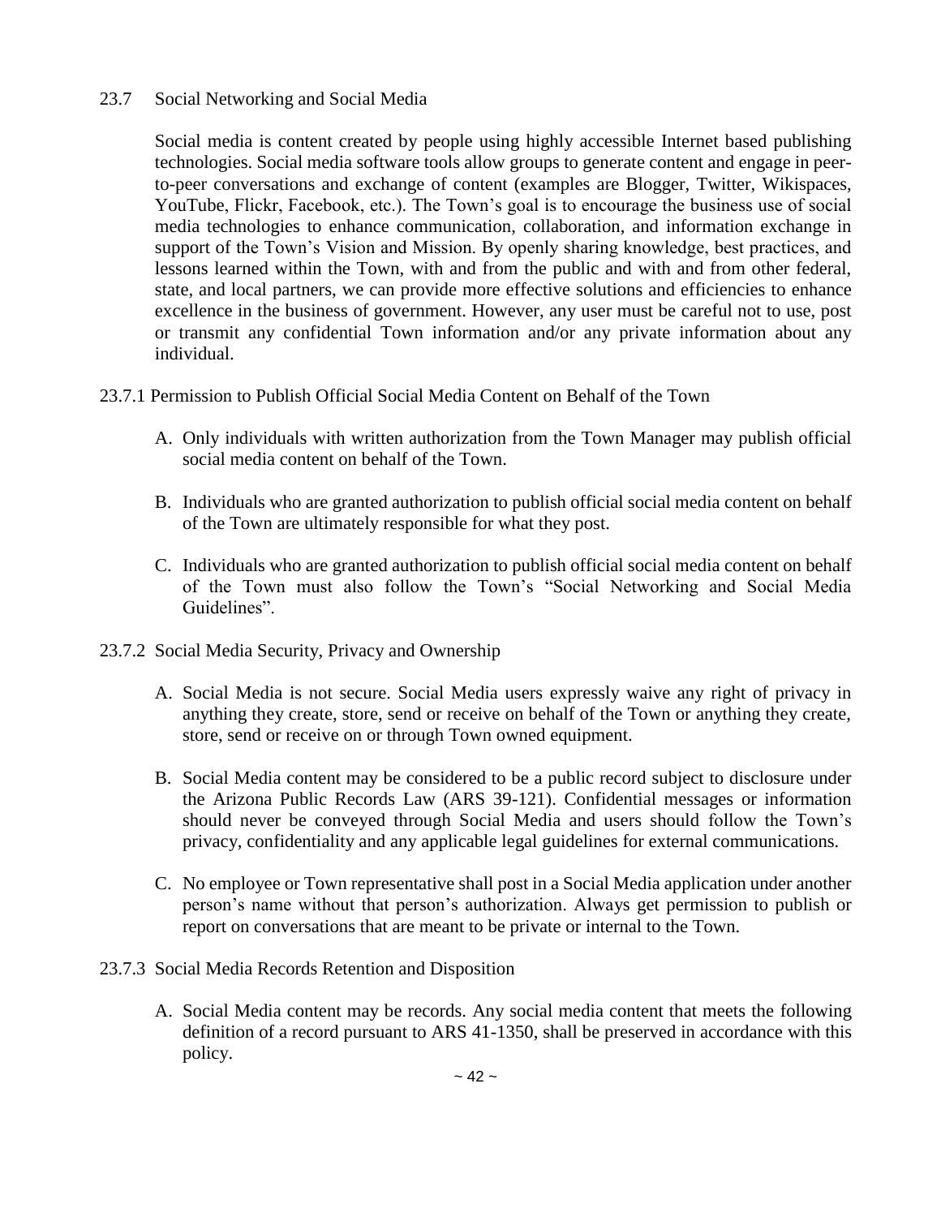## 23.7 Social Networking and Social Media

Social media is content created by people using highly accessible Internet based publishing technologies. Social media software tools allow groups to generate content and engage in peer-to-peer conversations and exchange of content (examples are Blogger, Twitter, Wikispaces, YouTube, Flickr, Facebook, etc.). The Town's goal is to encourage the business use of social media technologies to enhance communication, collaboration, and information exchange in support of the Town's Vision and Mission. By openly sharing knowledge, best practices, and lessons learned within the Town, with and from the public and with and from other federal, state, and local partners, we can provide more effective solutions and efficiencies to enhance excellence in the business of government. However, any user must be careful not to use, post or transmit any confidential Town information and/or any private information about any individual.

### 23.7.1 Permission to Publish Official Social Media Content on Behalf of the Town

A. Only individuals with written authorization from the Town Manager may publish official social media content on behalf of the Town.

B. Individuals who are granted authorization to publish official social media content on behalf of the Town are ultimately responsible for what they post.

C. Individuals who are granted authorization to publish official social media content on behalf of the Town must also follow the Town's "Social Networking and Social Media Guidelines".

### 23.7.2 Social Media Security, Privacy and Ownership

A. Social Media is not secure. Social Media users expressly waive any right of privacy in anything they create, store, send or receive on behalf of the Town or anything they create, store, send or receive on or through Town owned equipment.

B. Social Media content may be considered to be a public record subject to disclosure under the Arizona Public Records Law (ARS 39-121). Confidential messages or information should never be conveyed through Social Media and users should follow the Town's privacy, confidentiality and any applicable legal guidelines for external communications.

C. No employee or Town representative shall post in a Social Media application under another person's name without that person's authorization. Always get permission to publish or report on conversations that are meant to be private or internal to the Town.

### 23.7.3 Social Media Records Retention and Disposition

A. Social Media content may be records. Any social media content that meets the following definition of a record pursuant to ARS 41-1350, shall be preserved in accordance with this policy.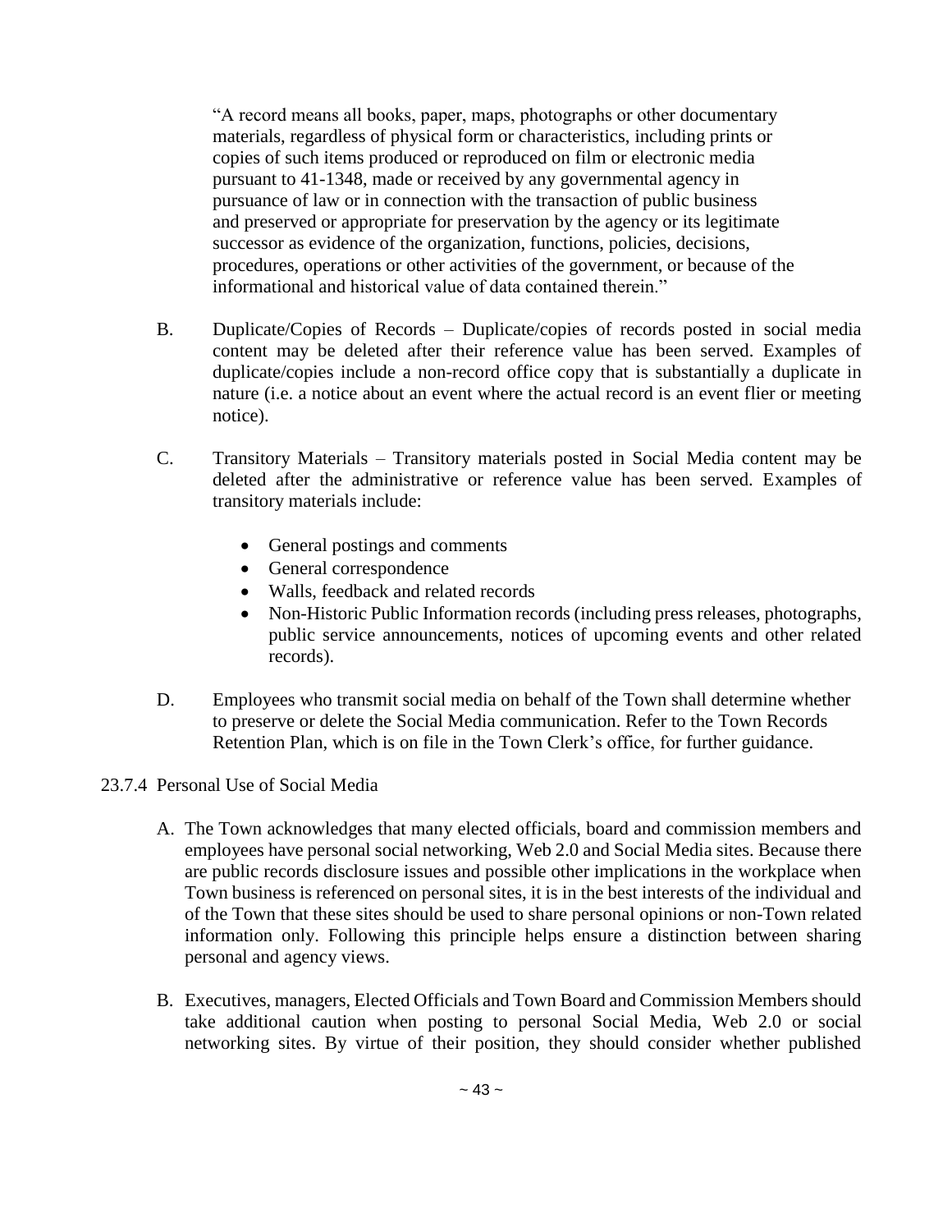> "A record means all books, paper, maps, photographs or other documentary materials, regardless of physical form or characteristics, including prints or copies of such items produced or reproduced on film or electronic media pursuant to 41-1348, made or received by any governmental agency in pursuance of law or in connection with the transaction of public business and preserved or appropriate for preservation by the agency or its legitimate successor as evidence of the organization, functions, policies, decisions, procedures, operations or other activities of the government, or because of the informational and historical value of data contained therein."

B. Duplicate/Copies of Records – Duplicate/copies of records posted in social media content may be deleted after their reference value has been served. Examples of duplicate/copies include a non-record office copy that is substantially a duplicate in nature (i.e. a notice about an event where the actual record is an event flier or meeting notice).

C. Transitory Materials – Transitory materials posted in Social Media content may be deleted after the administrative or reference value has been served. Examples of transitory materials include:

- General postings and comments
- General correspondence
- Walls, feedback and related records
- Non-Historic Public Information records (including press releases, photographs, public service announcements, notices of upcoming events and other related records).

D. Employees who transmit social media on behalf of the Town shall determine whether to preserve or delete the Social Media communication. Refer to the Town Records Retention Plan, which is on file in the Town Clerk's office, for further guidance.

### 23.7.4 Personal Use of Social Media

A. The Town acknowledges that many elected officials, board and commission members and employees have personal social networking, Web 2.0 and Social Media sites. Because there are public records disclosure issues and possible other implications in the workplace when Town business is referenced on personal sites, it is in the best interests of the individual and of the Town that these sites should be used to share personal opinions or non-Town related information only. Following this principle helps ensure a distinction between sharing personal and agency views.

B. Executives, managers, Elected Officials and Town Board and Commission Members should take additional caution when posting to personal Social Media, Web 2.0 or social networking sites. By virtue of their position, they should consider whether published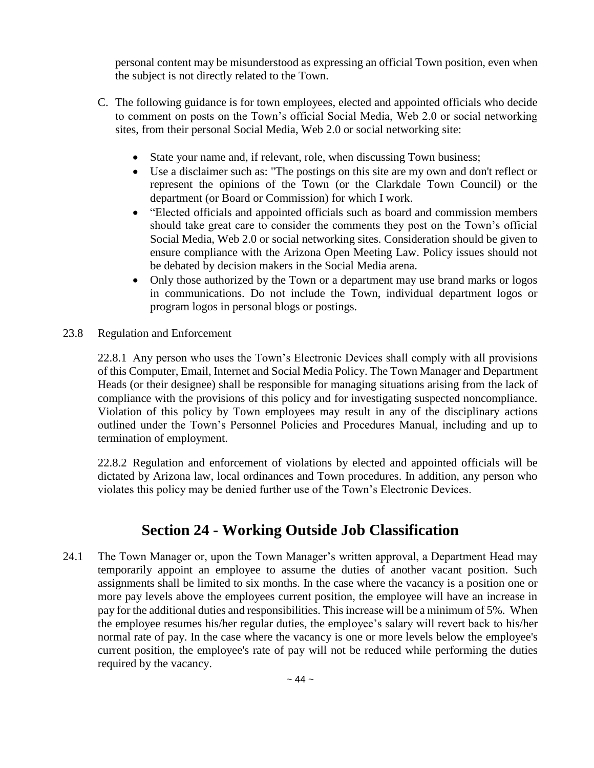personal content may be misunderstood as expressing an official Town position, even when the subject is not directly related to the Town.

C. The following guidance is for town employees, elected and appointed officials who decide to comment on posts on the Town's official Social Media, Web 2.0 or social networking sites, from their personal Social Media, Web 2.0 or social networking site:

- State your name and, if relevant, role, when discussing Town business;
- Use a disclaimer such as: "The postings on this site are my own and don't reflect or represent the opinions of the Town (or the Clarkdale Town Council) or the department (or Board or Commission) for which I work.
- "Elected officials and appointed officials such as board and commission members should take great care to consider the comments they post on the Town's official Social Media, Web 2.0 or social networking sites. Consideration should be given to ensure compliance with the Arizona Open Meeting Law. Policy issues should not be debated by decision makers in the Social Media arena.
- Only those authorized by the Town or a department may use brand marks or logos in communications. Do not include the Town, individual department logos or program logos in personal blogs or postings.

23.8 Regulation and Enforcement

22.8.1 Any person who uses the Town's Electronic Devices shall comply with all provisions of this Computer, Email, Internet and Social Media Policy. The Town Manager and Department Heads (or their designee) shall be responsible for managing situations arising from the lack of compliance with the provisions of this policy and for investigating suspected noncompliance. Violation of this policy by Town employees may result in any of the disciplinary actions outlined under the Town's Personnel Policies and Procedures Manual, including and up to termination of employment.

22.8.2 Regulation and enforcement of violations by elected and appointed officials will be dictated by Arizona law, local ordinances and Town procedures. In addition, any person who violates this policy may be denied further use of the Town's Electronic Devices.

## Section 24 - Working Outside Job Classification

24.1 The Town Manager or, upon the Town Manager's written approval, a Department Head may temporarily appoint an employee to assume the duties of another vacant position. Such assignments shall be limited to six months. In the case where the vacancy is a position one or more pay levels above the employees current position, the employee will have an increase in pay for the additional duties and responsibilities. This increase will be a minimum of 5%. When the employee resumes his/her regular duties, the employee's salary will revert back to his/her normal rate of pay. In the case where the vacancy is one or more levels below the employee's current position, the employee's rate of pay will not be reduced while performing the duties required by the vacancy.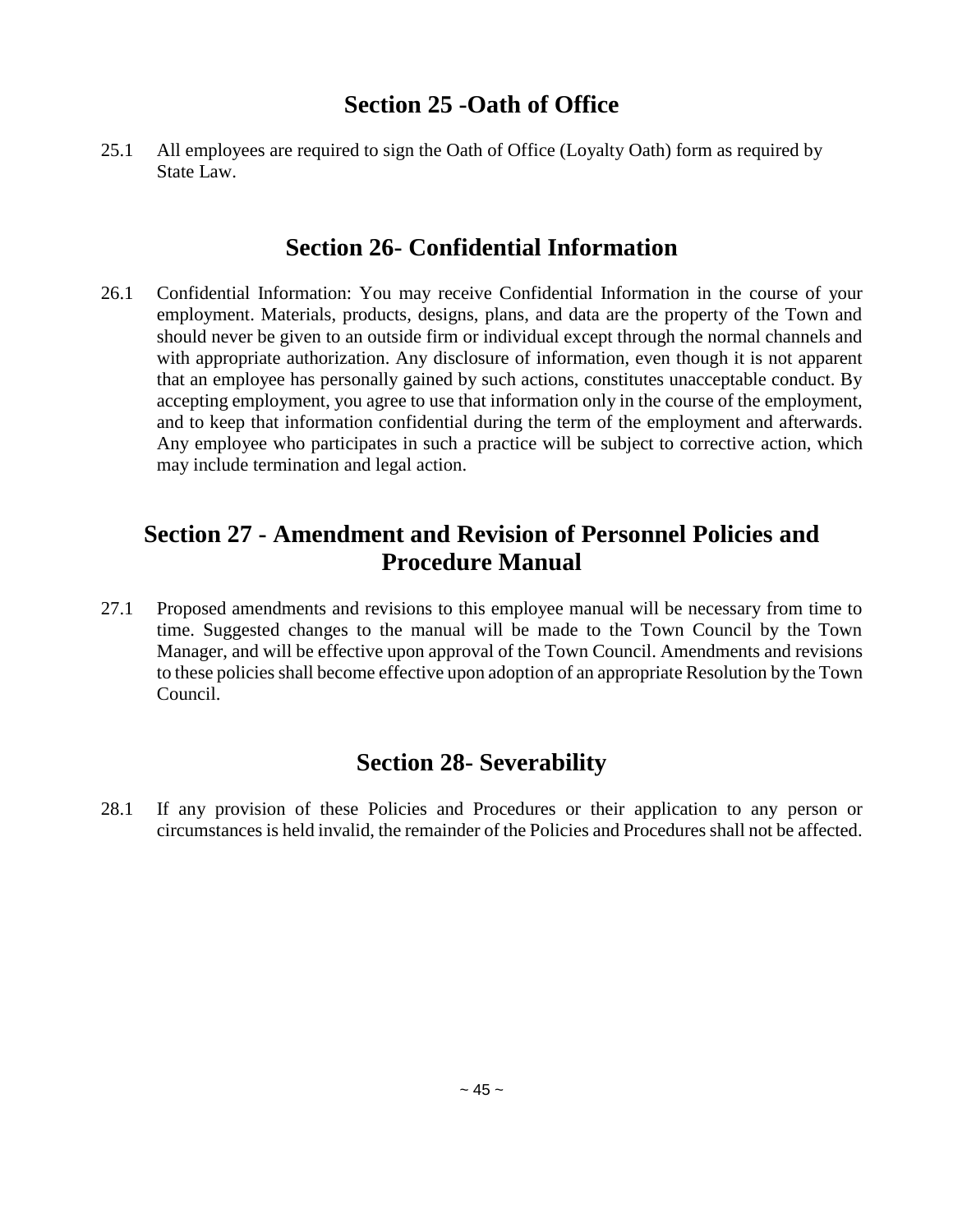## Section 25 -Oath of Office

25.1 All employees are required to sign the Oath of Office (Loyalty Oath) form as required by State Law.

## Section 26- Confidential Information

26.1 Confidential Information: You may receive Confidential Information in the course of your employment. Materials, products, designs, plans, and data are the property of the Town and should never be given to an outside firm or individual except through the normal channels and with appropriate authorization. Any disclosure of information, even though it is not apparent that an employee has personally gained by such actions, constitutes unacceptable conduct. By accepting employment, you agree to use that information only in the course of the employment, and to keep that information confidential during the term of the employment and afterwards. Any employee who participates in such a practice will be subject to corrective action, which may include termination and legal action.

## Section 27 - Amendment and Revision of Personnel Policies and Procedure Manual

27.1 Proposed amendments and revisions to this employee manual will be necessary from time to time. Suggested changes to the manual will be made to the Town Council by the Town Manager, and will be effective upon approval of the Town Council. Amendments and revisions to these policies shall become effective upon adoption of an appropriate Resolution by the Town Council.

## Section 28- Severability

28.1 If any provision of these Policies and Procedures or their application to any person or circumstances is held invalid, the remainder of the Policies and Procedures shall not be affected.